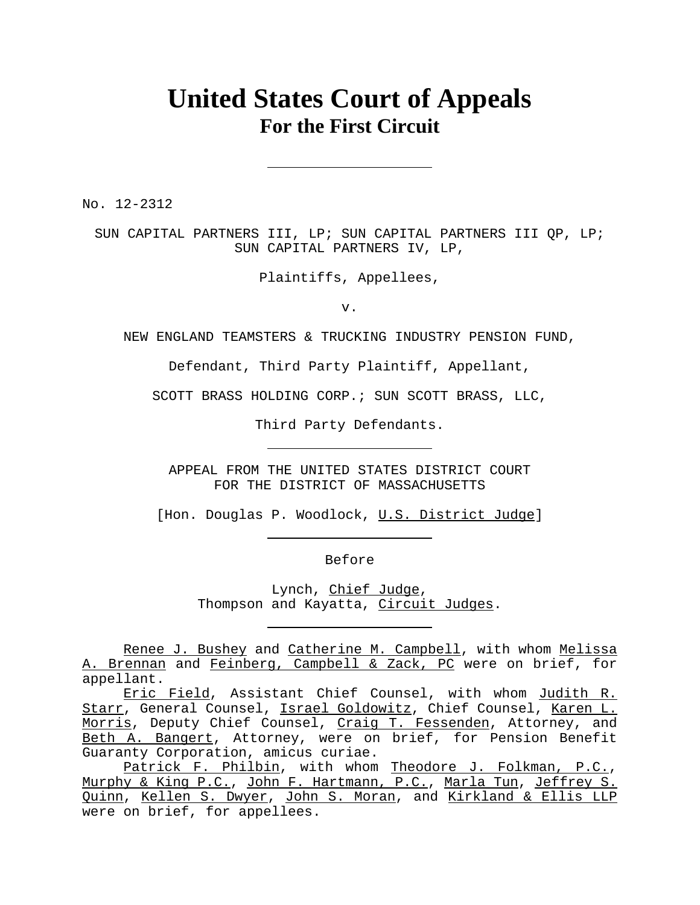# United States Court of Appeals
## For the First Circuit

---

No. 12-2312

SUN CAPITAL PARTNERS III, LP; SUN CAPITAL PARTNERS III QP, LP; SUN CAPITAL PARTNERS IV, LP,

Plaintiffs, Appellees,

v.

NEW ENGLAND TEAMSTERS & TRUCKING INDUSTRY PENSION FUND,

Defendant, Third Party Plaintiff, Appellant,

SCOTT BRASS HOLDING CORP.; SUN SCOTT BRASS, LLC,

Third Party Defendants.

---

APPEAL FROM THE UNITED STATES DISTRICT COURT FOR THE DISTRICT OF MASSACHUSETTS

[Hon. Douglas P. Woodlock, U.S. District Judge]

---

Before

Lynch, Chief Judge,
Thompson and Kayatta, Circuit Judges.

---

Renee J. Bushey and Catherine M. Campbell, with whom Melissa A. Brennan and Feinberg, Campbell & Zack, PC were on brief, for appellant.

Eric Field, Assistant Chief Counsel, with whom Judith R. Starr, General Counsel, Israel Goldowitz, Chief Counsel, Karen L. Morris, Deputy Chief Counsel, Craig T. Fessenden, Attorney, and Beth A. Bangert, Attorney, were on brief, for Pension Benefit Guaranty Corporation, amicus curiae.

Patrick F. Philbin, with whom Theodore J. Folkman, P.C., Murphy & King P.C., John F. Hartmann, P.C., Marla Tun, Jeffrey S. Quinn, Kellen S. Dwyer, John S. Moran, and Kirkland & Ellis LLP were on brief, for appellees.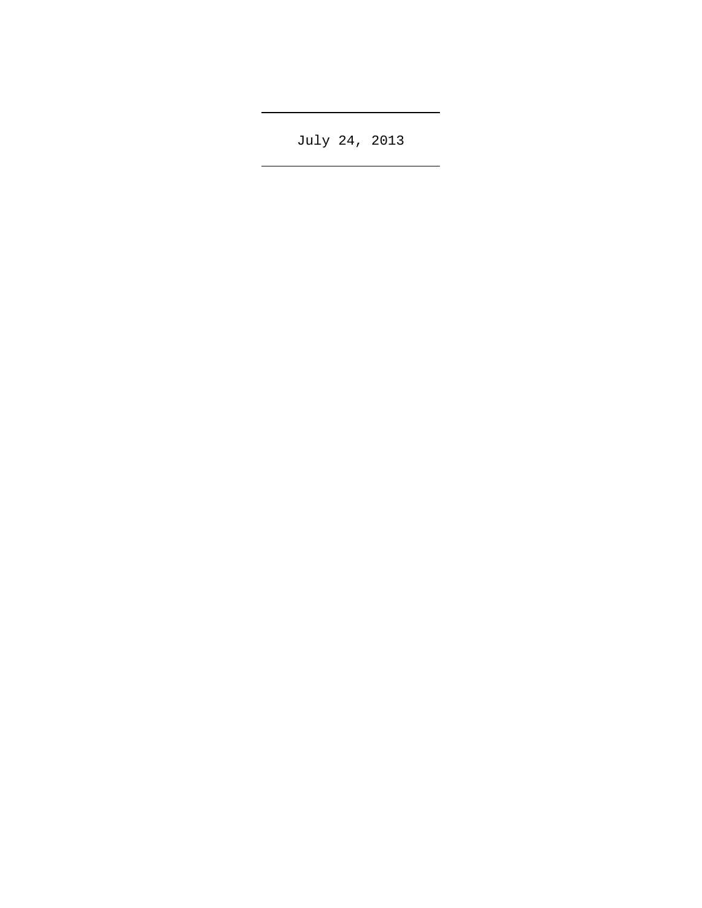July 24, 2013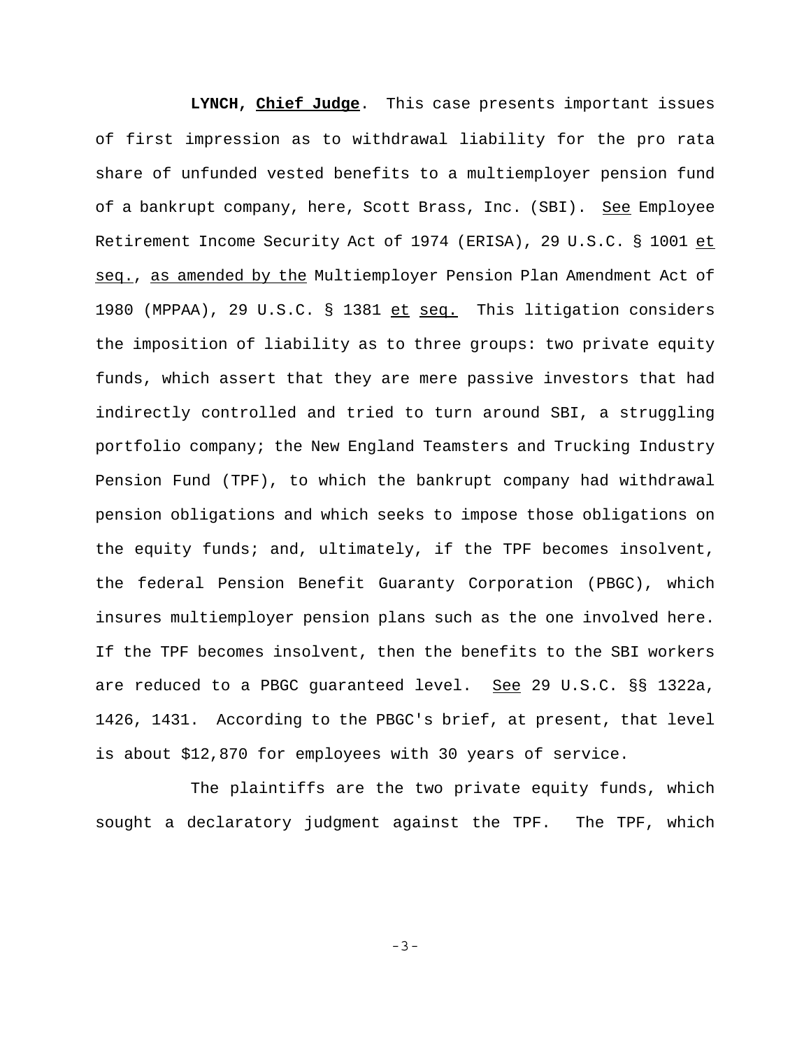**LYNCH, Chief Judge**. This case presents important issues of first impression as to withdrawal liability for the pro rata share of unfunded vested benefits to a multiemployer pension fund of a bankrupt company, here, Scott Brass, Inc. (SBI). See Employee Retirement Income Security Act of 1974 (ERISA), 29 U.S.C. § 1001 et seq., as amended by the Multiemployer Pension Plan Amendment Act of 1980 (MPPAA), 29 U.S.C. § 1381 et seq. This litigation considers the imposition of liability as to three groups: two private equity funds, which assert that they are mere passive investors that had indirectly controlled and tried to turn around SBI, a struggling portfolio company; the New England Teamsters and Trucking Industry Pension Fund (TPF), to which the bankrupt company had withdrawal pension obligations and which seeks to impose those obligations on the equity funds; and, ultimately, if the TPF becomes insolvent, the federal Pension Benefit Guaranty Corporation (PBGC), which insures multiemployer pension plans such as the one involved here. If the TPF becomes insolvent, then the benefits to the SBI workers are reduced to a PBGC guaranteed level. See 29 U.S.C. §§ 1322a, 1426, 1431. According to the PBGC's brief, at present, that level is about $12,870 for employees with 30 years of service.

The plaintiffs are the two private equity funds, which sought a declaratory judgment against the TPF. The TPF, which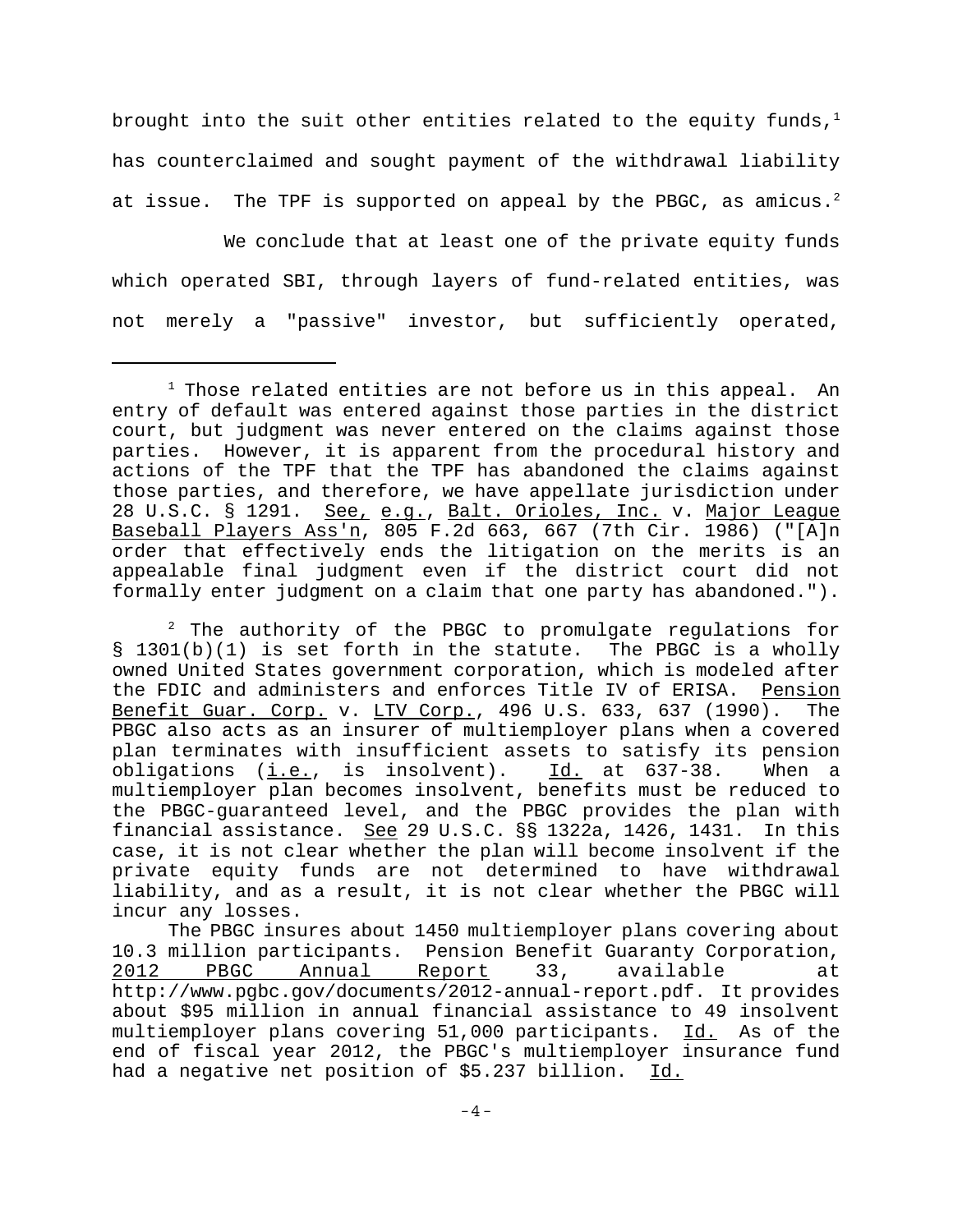brought into the suit other entities related to the equity funds,[1] has counterclaimed and sought payment of the withdrawal liability at issue. The TPF is supported on appeal by the PBGC, as amicus.[2]

We conclude that at least one of the private equity funds which operated SBI, through layers of fund-related entities, was not merely a "passive" investor, but sufficiently operated,

---

[1] Those related entities are not before us in this appeal. An entry of default was entered against those parties in the district court, but judgment was never entered on the claims against those parties. However, it is apparent from the procedural history and actions of the TPF that the TPF has abandoned the claims against those parties, and therefore, we have appellate jurisdiction under 28 U.S.C. § 1291. See, e.g., Balt. Orioles, Inc. v. Major League Baseball Players Ass'n, 805 F.2d 663, 667 (7th Cir. 1986) ("[A]n order that effectively ends the litigation on the merits is an appealable final judgment even if the district court did not formally enter judgment on a claim that one party has abandoned.").

[2] The authority of the PBGC to promulgate regulations for § 1301(b)(1) is set forth in the statute. The PBGC is a wholly owned United States government corporation, which is modeled after the FDIC and administers and enforces Title IV of ERISA. Pension Benefit Guar. Corp. v. LTV Corp., 496 U.S. 633, 637 (1990). The PBGC also acts as an insurer of multiemployer plans when a covered plan terminates with insufficient assets to satisfy its pension obligations (i.e., is insolvent). Id. at 637-38. When a multiemployer plan becomes insolvent, benefits must be reduced to the PBGC-guaranteed level, and the PBGC provides the plan with financial assistance. See 29 U.S.C. §§ 1322a, 1426, 1431. In this case, it is not clear whether the plan will become insolvent if the private equity funds are not determined to have withdrawal liability, and as a result, it is not clear whether the PBGC will incur any losses.

The PBGC insures about 1450 multiemployer plans covering about 10.3 million participants. Pension Benefit Guaranty Corporation, 2012 PBGC Annual Report 33, available at http://www.pgbc.gov/documents/2012-annual-report.pdf. It provides about $95 million in annual financial assistance to 49 insolvent multiemployer plans covering 51,000 participants. Id. As of the end of fiscal year 2012, the PBGC's multiemployer insurance fund had a negative net position of $5.237 billion. Id.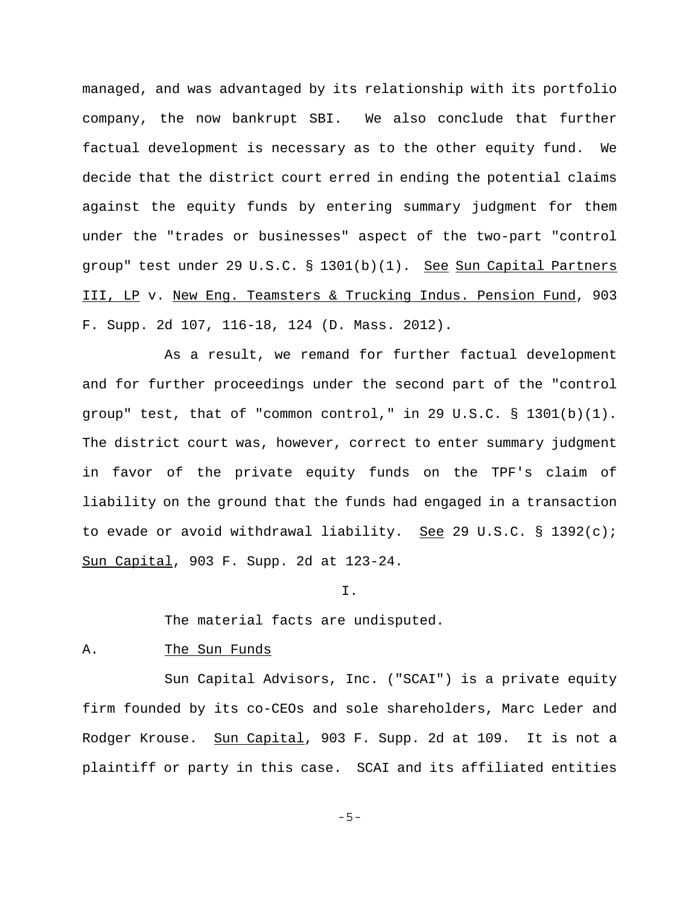managed, and was advantaged by its relationship with its portfolio company, the now bankrupt SBI. We also conclude that further factual development is necessary as to the other equity fund. We decide that the district court erred in ending the potential claims against the equity funds by entering summary judgment for them under the "trades or businesses" aspect of the two-part "control group" test under 29 U.S.C. § 1301(b)(1). See Sun Capital Partners III, LP v. New Eng. Teamsters & Trucking Indus. Pension Fund, 903 F. Supp. 2d 107, 116-18, 124 (D. Mass. 2012).

As a result, we remand for further factual development and for further proceedings under the second part of the "control group" test, that of "common control," in 29 U.S.C. § 1301(b)(1). The district court was, however, correct to enter summary judgment in favor of the private equity funds on the TPF's claim of liability on the ground that the funds had engaged in a transaction to evade or avoid withdrawal liability. See 29 U.S.C. § 1392(c); Sun Capital, 903 F. Supp. 2d at 123-24.

## I.

The material facts are undisputed.

### A. The Sun Funds

Sun Capital Advisors, Inc. ("SCAI") is a private equity firm founded by its co-CEOs and sole shareholders, Marc Leder and Rodger Krouse. Sun Capital, 903 F. Supp. 2d at 109. It is not a plaintiff or party in this case. SCAI and its affiliated entities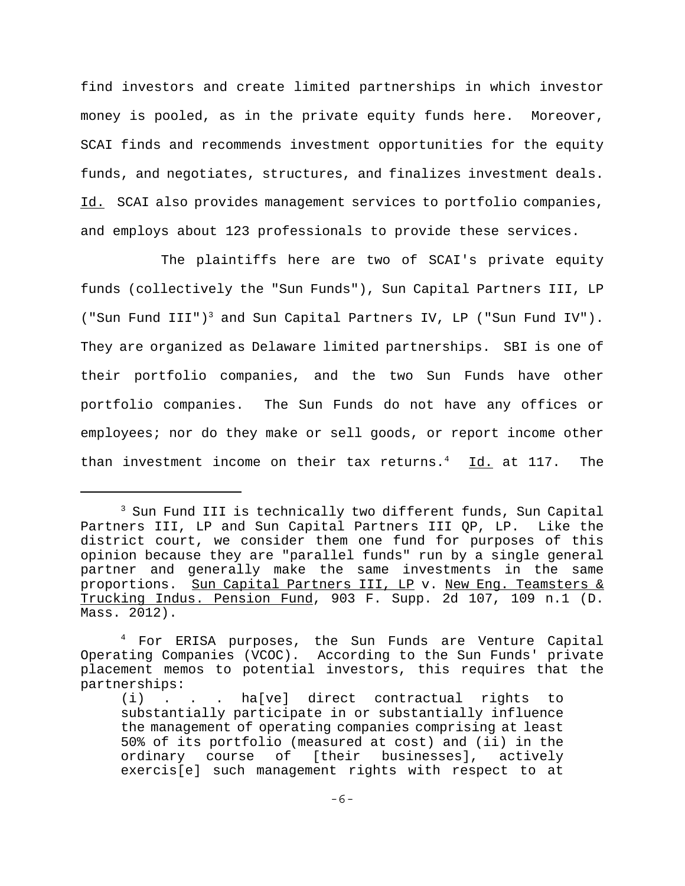find investors and create limited partnerships in which investor money is pooled, as in the private equity funds here. Moreover, SCAI finds and recommends investment opportunities for the equity funds, and negotiates, structures, and finalizes investment deals. Id. SCAI also provides management services to portfolio companies, and employs about 123 professionals to provide these services.

The plaintiffs here are two of SCAI's private equity funds (collectively the "Sun Funds"), Sun Capital Partners III, LP ("Sun Fund III")[3] and Sun Capital Partners IV, LP ("Sun Fund IV"). They are organized as Delaware limited partnerships. SBI is one of their portfolio companies, and the two Sun Funds have other portfolio companies. The Sun Funds do not have any offices or employees; nor do they make or sell goods, or report income other than investment income on their tax returns.[4] Id. at 117. The

---

[3] Sun Fund III is technically two different funds, Sun Capital Partners III, LP and Sun Capital Partners III QP, LP. Like the district court, we consider them one fund for purposes of this opinion because they are "parallel funds" run by a single general partner and generally make the same investments in the same proportions. Sun Capital Partners III, LP v. New Eng. Teamsters & Trucking Indus. Pension Fund, 903 F. Supp. 2d 107, 109 n.1 (D. Mass. 2012).

[4] For ERISA purposes, the Sun Funds are Venture Capital Operating Companies (VCOC). According to the Sun Funds' private placement memos to potential investors, this requires that the partnerships:

> (i) . . . ha[ve] direct contractual rights to substantially participate in or substantially influence the management of operating companies comprising at least 50% of its portfolio (measured at cost) and (ii) in the ordinary course of [their businesses], actively exercis[e] such management rights with respect to at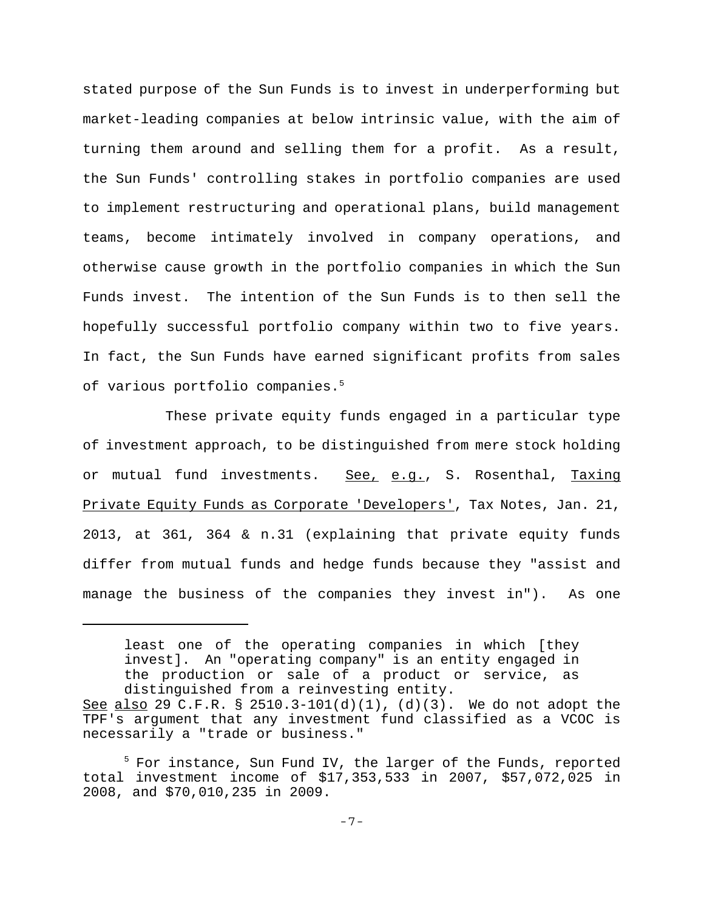stated purpose of the Sun Funds is to invest in underperforming but market-leading companies at below intrinsic value, with the aim of turning them around and selling them for a profit. As a result, the Sun Funds' controlling stakes in portfolio companies are used to implement restructuring and operational plans, build management teams, become intimately involved in company operations, and otherwise cause growth in the portfolio companies in which the Sun Funds invest. The intention of the Sun Funds is to then sell the hopefully successful portfolio company within two to five years. In fact, the Sun Funds have earned significant profits from sales of various portfolio companies.[5]

These private equity funds engaged in a particular type of investment approach, to be distinguished from mere stock holding or mutual fund investments. See, e.g., S. Rosenthal, Taxing Private Equity Funds as Corporate 'Developers', Tax Notes, Jan. 21, 2013, at 361, 364 & n.31 (explaining that private equity funds differ from mutual funds and hedge funds because they "assist and manage the business of the companies they invest in"). As one

---

> least one of the operating companies in which [they invest]. An "operating company" is an entity engaged in the production or sale of a product or service, as distinguished from a reinvesting entity.

See also 29 C.F.R. § 2510.3-101(d)(1), (d)(3). We do not adopt the TPF's argument that any investment fund classified as a VCOC is necessarily a "trade or business."

[5] For instance, Sun Fund IV, the larger of the Funds, reported total investment income of $17,353,533 in 2007, $57,072,025 in 2008, and $70,010,235 in 2009.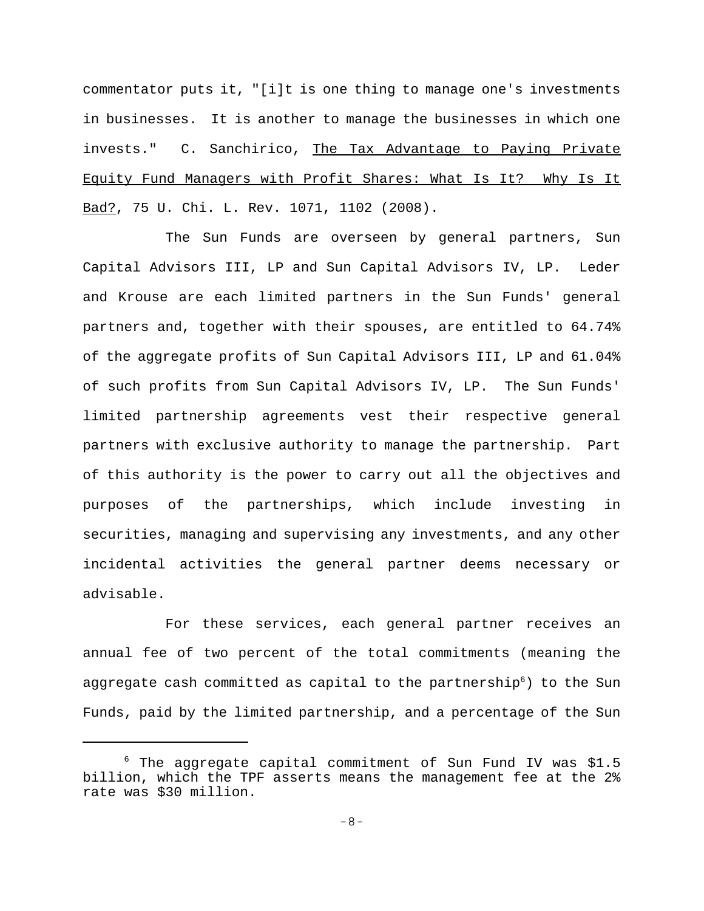commentator puts it, "[i]t is one thing to manage one's investments in businesses. It is another to manage the businesses in which one invests." C. Sanchirico, The Tax Advantage to Paying Private Equity Fund Managers with Profit Shares: What Is It? Why Is It Bad?, 75 U. Chi. L. Rev. 1071, 1102 (2008).

The Sun Funds are overseen by general partners, Sun Capital Advisors III, LP and Sun Capital Advisors IV, LP. Leder and Krouse are each limited partners in the Sun Funds' general partners and, together with their spouses, are entitled to 64.74% of the aggregate profits of Sun Capital Advisors III, LP and 61.04% of such profits from Sun Capital Advisors IV, LP. The Sun Funds' limited partnership agreements vest their respective general partners with exclusive authority to manage the partnership. Part of this authority is the power to carry out all the objectives and purposes of the partnerships, which include investing in securities, managing and supervising any investments, and any other incidental activities the general partner deems necessary or advisable.

For these services, each general partner receives an annual fee of two percent of the total commitments (meaning the aggregate cash committed as capital to the partnership[6]) to the Sun Funds, paid by the limited partnership, and a percentage of the Sun

---

[6] The aggregate capital commitment of Sun Fund IV was $1.5 billion, which the TPF asserts means the management fee at the 2% rate was $30 million.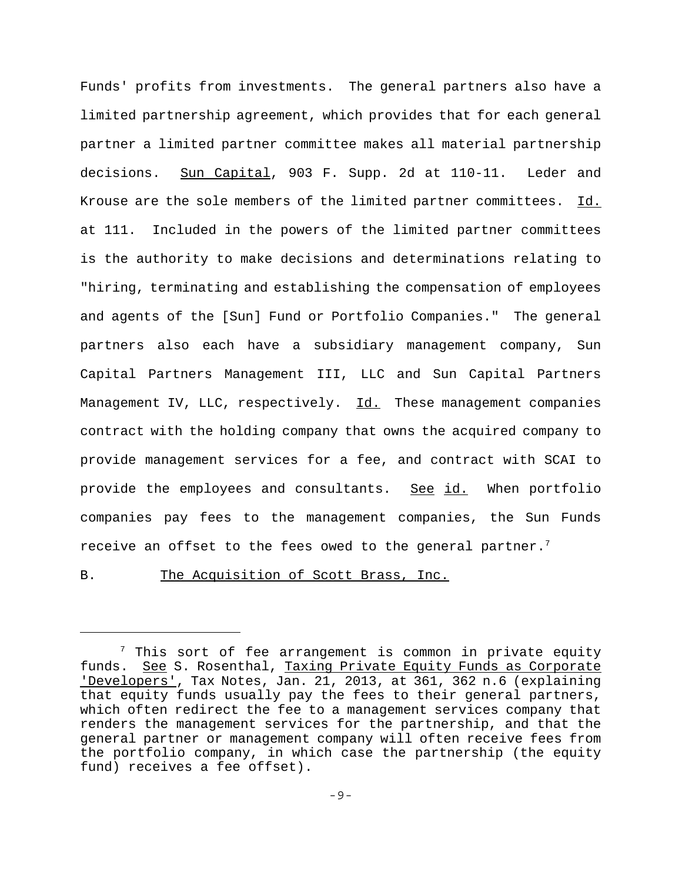Funds' profits from investments. The general partners also have a limited partnership agreement, which provides that for each general partner a limited partner committee makes all material partnership decisions. Sun Capital, 903 F. Supp. 2d at 110-11. Leder and Krouse are the sole members of the limited partner committees. Id. at 111. Included in the powers of the limited partner committees is the authority to make decisions and determinations relating to "hiring, terminating and establishing the compensation of employees and agents of the [Sun] Fund or Portfolio Companies." The general partners also each have a subsidiary management company, Sun Capital Partners Management III, LLC and Sun Capital Partners Management IV, LLC, respectively. Id. These management companies contract with the holding company that owns the acquired company to provide management services for a fee, and contract with SCAI to provide the employees and consultants. See id. When portfolio companies pay fees to the management companies, the Sun Funds receive an offset to the fees owed to the general partner.[7]

B. The Acquisition of Scott Brass, Inc.

---

[7] This sort of fee arrangement is common in private equity funds. See S. Rosenthal, Taxing Private Equity Funds as Corporate 'Developers', Tax Notes, Jan. 21, 2013, at 361, 362 n.6 (explaining that equity funds usually pay the fees to their general partners, which often redirect the fee to a management services company that renders the management services for the partnership, and that the general partner or management company will often receive fees from the portfolio company, in which case the partnership (the equity fund) receives a fee offset).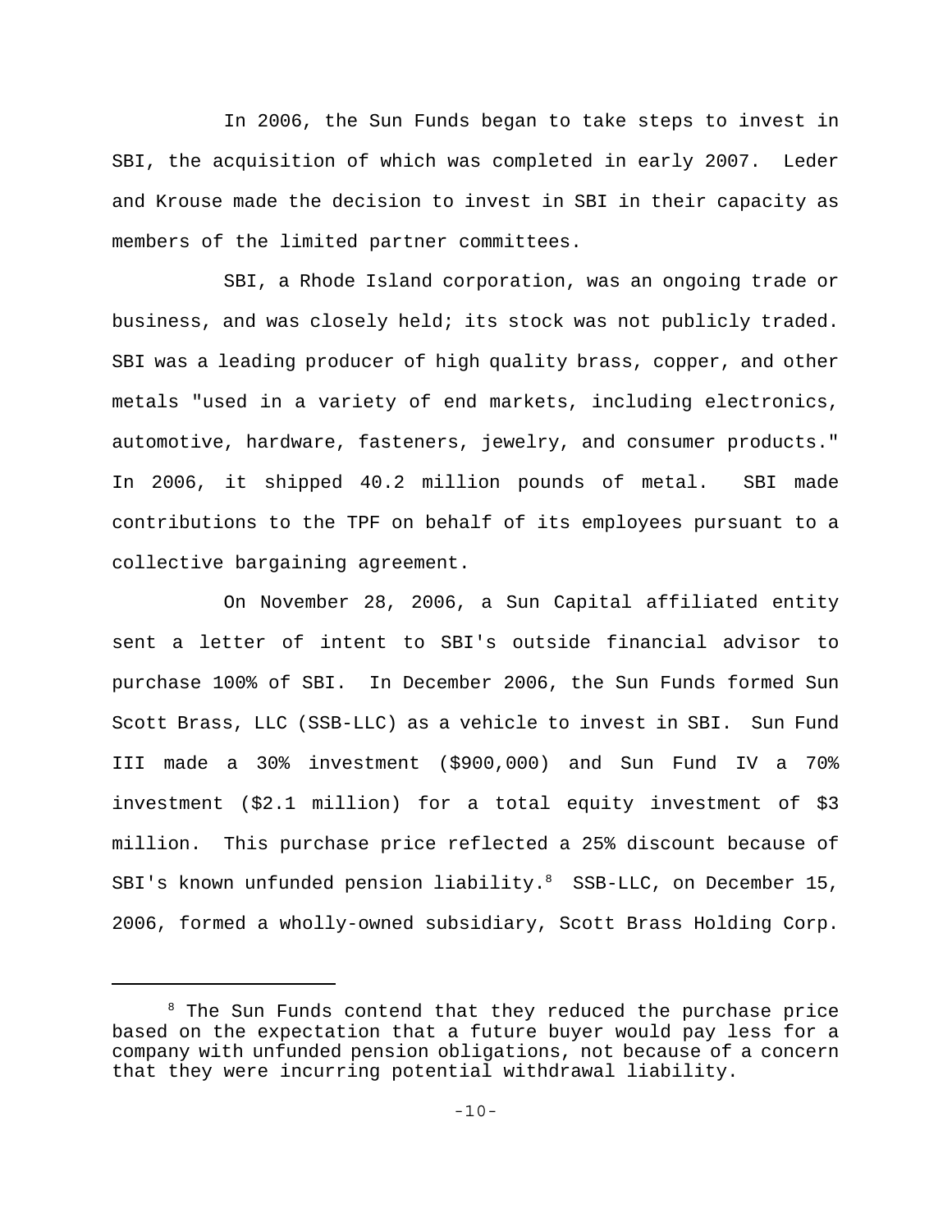In 2006, the Sun Funds began to take steps to invest in SBI, the acquisition of which was completed in early 2007. Leder and Krouse made the decision to invest in SBI in their capacity as members of the limited partner committees.

SBI, a Rhode Island corporation, was an ongoing trade or business, and was closely held; its stock was not publicly traded. SBI was a leading producer of high quality brass, copper, and other metals "used in a variety of end markets, including electronics, automotive, hardware, fasteners, jewelry, and consumer products." In 2006, it shipped 40.2 million pounds of metal. SBI made contributions to the TPF on behalf of its employees pursuant to a collective bargaining agreement.

On November 28, 2006, a Sun Capital affiliated entity sent a letter of intent to SBI's outside financial advisor to purchase 100% of SBI. In December 2006, the Sun Funds formed Sun Scott Brass, LLC (SSB-LLC) as a vehicle to invest in SBI. Sun Fund III made a 30% investment ($900,000) and Sun Fund IV a 70% investment ($2.1 million) for a total equity investment of $3 million. This purchase price reflected a 25% discount because of SBI's known unfunded pension liability.[8] SSB-LLC, on December 15, 2006, formed a wholly-owned subsidiary, Scott Brass Holding Corp.

[8] The Sun Funds contend that they reduced the purchase price based on the expectation that a future buyer would pay less for a company with unfunded pension obligations, not because of a concern that they were incurring potential withdrawal liability.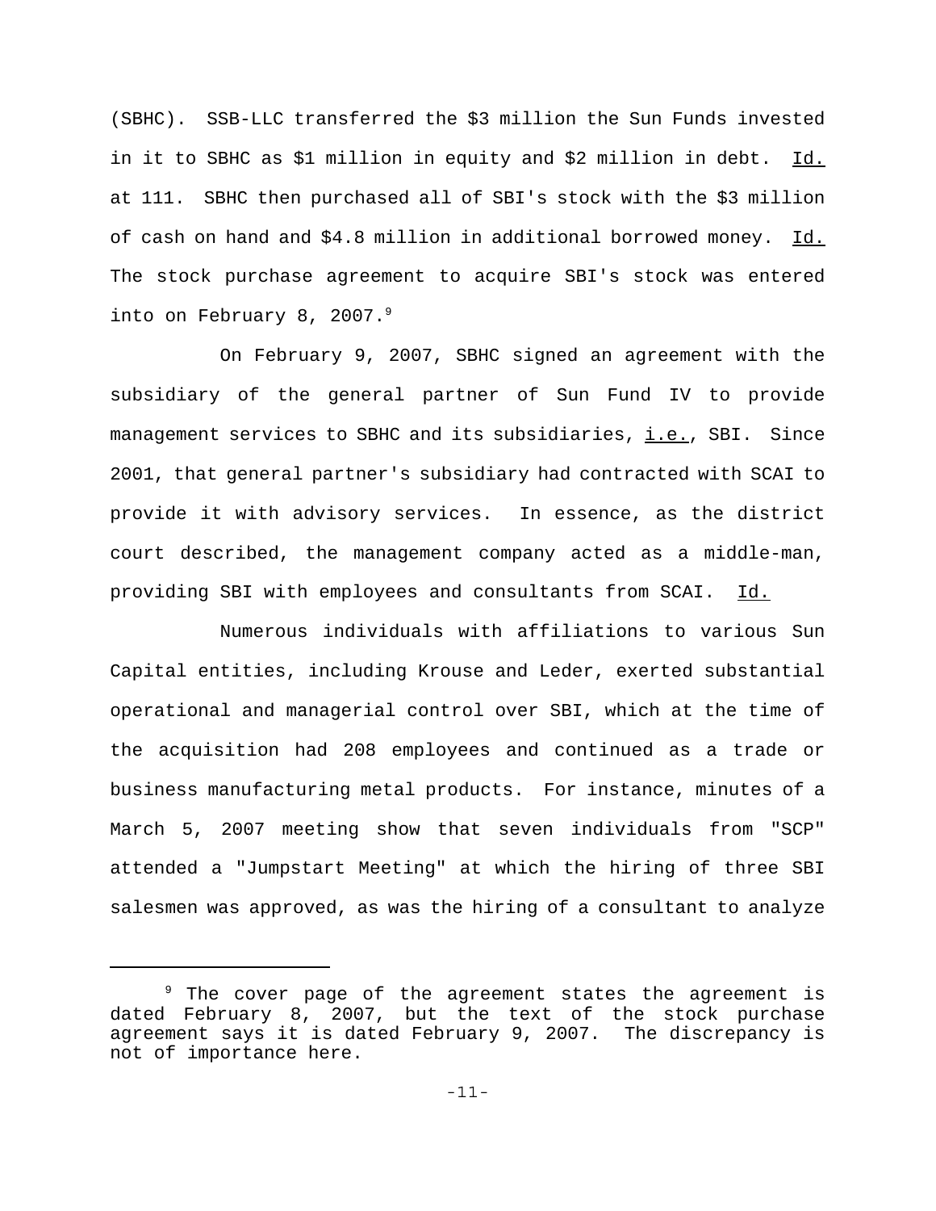(SBHC). SSB-LLC transferred the $3 million the Sun Funds invested in it to SBHC as $1 million in equity and $2 million in debt. Id. at 111. SBHC then purchased all of SBI's stock with the $3 million of cash on hand and $4.8 million in additional borrowed money. Id. The stock purchase agreement to acquire SBI's stock was entered into on February 8, 2007.[9]

On February 9, 2007, SBHC signed an agreement with the subsidiary of the general partner of Sun Fund IV to provide management services to SBHC and its subsidiaries, i.e., SBI. Since 2001, that general partner's subsidiary had contracted with SCAI to provide it with advisory services. In essence, as the district court described, the management company acted as a middle-man, providing SBI with employees and consultants from SCAI. Id.

Numerous individuals with affiliations to various Sun Capital entities, including Krouse and Leder, exerted substantial operational and managerial control over SBI, which at the time of the acquisition had 208 employees and continued as a trade or business manufacturing metal products. For instance, minutes of a March 5, 2007 meeting show that seven individuals from "SCP" attended a "Jumpstart Meeting" at which the hiring of three SBI salesmen was approved, as was the hiring of a consultant to analyze

---

[9] The cover page of the agreement states the agreement is dated February 8, 2007, but the text of the stock purchase agreement says it is dated February 9, 2007. The discrepancy is not of importance here.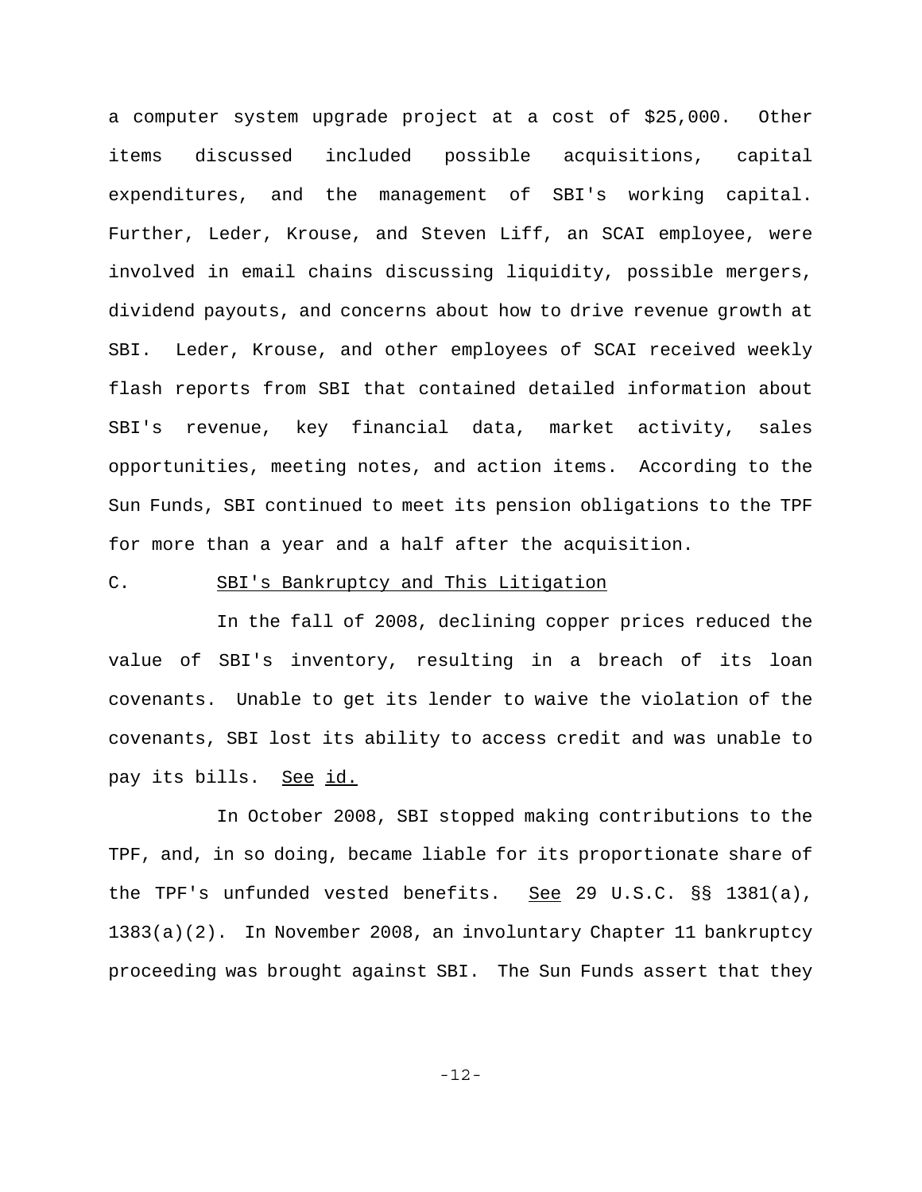a computer system upgrade project at a cost of $25,000. Other items discussed included possible acquisitions, capital expenditures, and the management of SBI's working capital. Further, Leder, Krouse, and Steven Liff, an SCAI employee, were involved in email chains discussing liquidity, possible mergers, dividend payouts, and concerns about how to drive revenue growth at SBI. Leder, Krouse, and other employees of SCAI received weekly flash reports from SBI that contained detailed information about SBI's revenue, key financial data, market activity, sales opportunities, meeting notes, and action items. According to the Sun Funds, SBI continued to meet its pension obligations to the TPF for more than a year and a half after the acquisition.

### C. SBI's Bankruptcy and This Litigation

In the fall of 2008, declining copper prices reduced the value of SBI's inventory, resulting in a breach of its loan covenants. Unable to get its lender to waive the violation of the covenants, SBI lost its ability to access credit and was unable to pay its bills. See id.

In October 2008, SBI stopped making contributions to the TPF, and, in so doing, became liable for its proportionate share of the TPF's unfunded vested benefits. See 29 U.S.C. §§ 1381(a), 1383(a)(2). In November 2008, an involuntary Chapter 11 bankruptcy proceeding was brought against SBI. The Sun Funds assert that they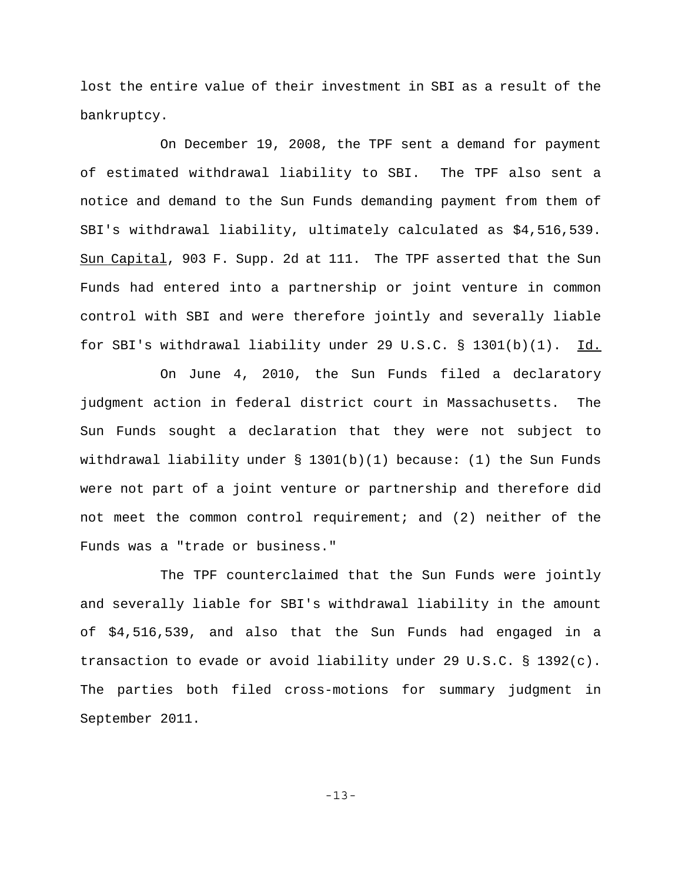lost the entire value of their investment in SBI as a result of the bankruptcy.

On December 19, 2008, the TPF sent a demand for payment of estimated withdrawal liability to SBI. The TPF also sent a notice and demand to the Sun Funds demanding payment from them of SBI's withdrawal liability, ultimately calculated as $4,516,539. Sun Capital, 903 F. Supp. 2d at 111. The TPF asserted that the Sun Funds had entered into a partnership or joint venture in common control with SBI and were therefore jointly and severally liable for SBI's withdrawal liability under 29 U.S.C. § 1301(b)(1). Id.

On June 4, 2010, the Sun Funds filed a declaratory judgment action in federal district court in Massachusetts. The Sun Funds sought a declaration that they were not subject to withdrawal liability under § 1301(b)(1) because: (1) the Sun Funds were not part of a joint venture or partnership and therefore did not meet the common control requirement; and (2) neither of the Funds was a "trade or business."

The TPF counterclaimed that the Sun Funds were jointly and severally liable for SBI's withdrawal liability in the amount of $4,516,539, and also that the Sun Funds had engaged in a transaction to evade or avoid liability under 29 U.S.C. § 1392(c). The parties both filed cross-motions for summary judgment in September 2011.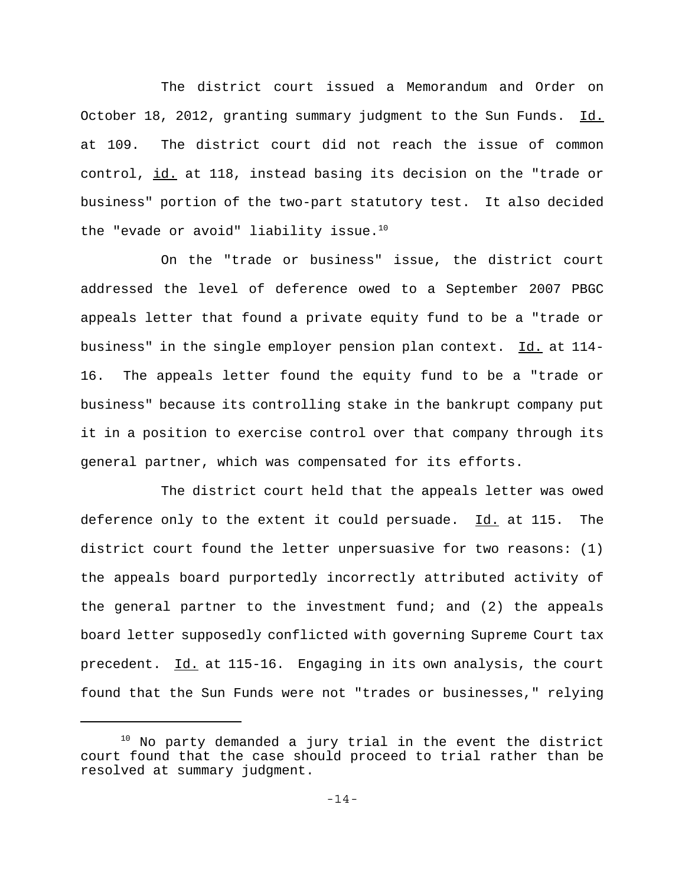The district court issued a Memorandum and Order on October 18, 2012, granting summary judgment to the Sun Funds. Id. at 109. The district court did not reach the issue of common control, id. at 118, instead basing its decision on the "trade or business" portion of the two-part statutory test. It also decided the "evade or avoid" liability issue.[10]

On the "trade or business" issue, the district court addressed the level of deference owed to a September 2007 PBGC appeals letter that found a private equity fund to be a "trade or business" in the single employer pension plan context. Id. at 114-16. The appeals letter found the equity fund to be a "trade or business" because its controlling stake in the bankrupt company put it in a position to exercise control over that company through its general partner, which was compensated for its efforts.

The district court held that the appeals letter was owed deference only to the extent it could persuade. Id. at 115. The district court found the letter unpersuasive for two reasons: (1) the appeals board purportedly incorrectly attributed activity of the general partner to the investment fund; and (2) the appeals board letter supposedly conflicted with governing Supreme Court tax precedent. Id. at 115-16. Engaging in its own analysis, the court found that the Sun Funds were not "trades or businesses," relying

[10] No party demanded a jury trial in the event the district court found that the case should proceed to trial rather than be resolved at summary judgment.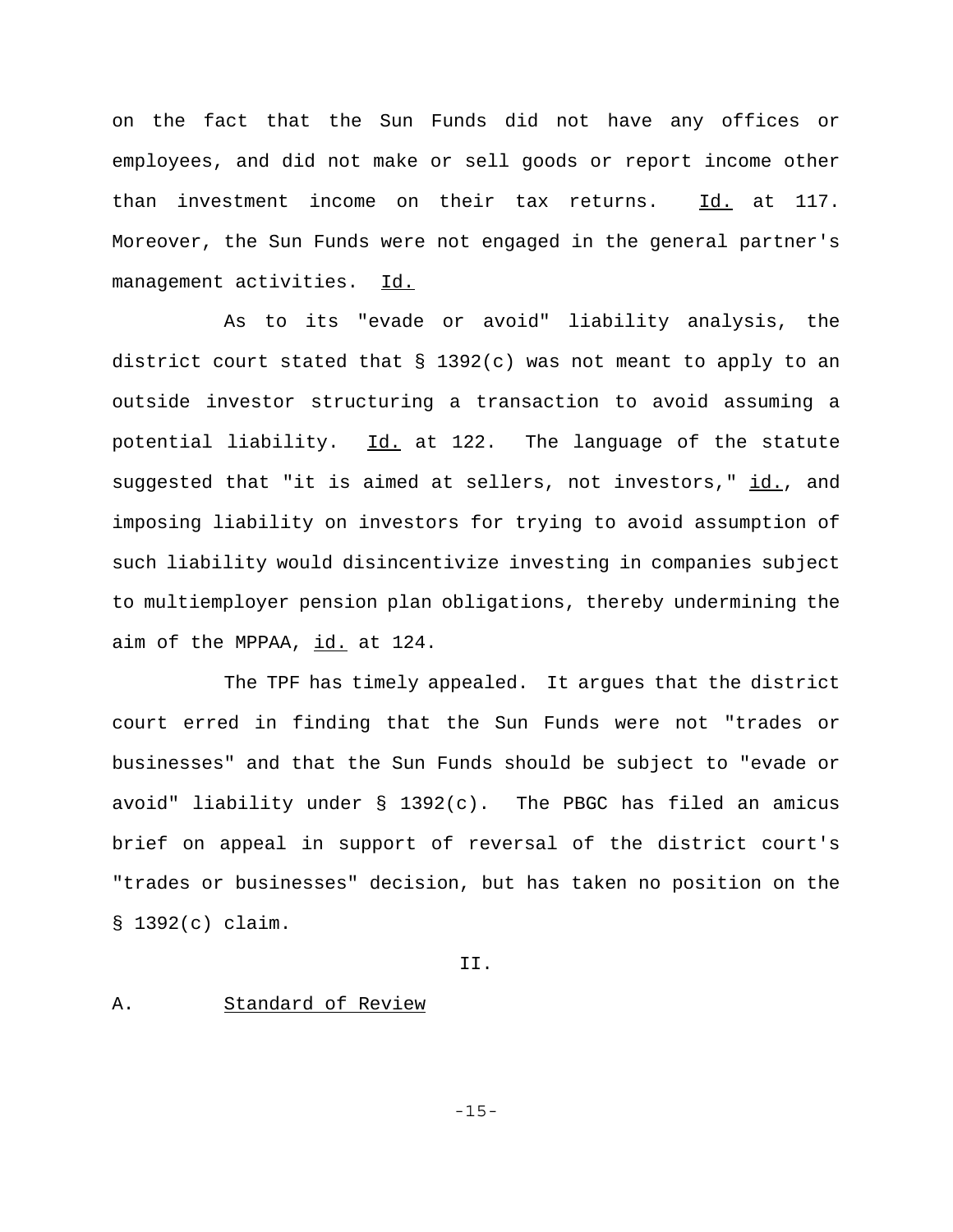on the fact that the Sun Funds did not have any offices or employees, and did not make or sell goods or report income other than investment income on their tax returns. Id. at 117. Moreover, the Sun Funds were not engaged in the general partner's management activities. Id.

As to its "evade or avoid" liability analysis, the district court stated that § 1392(c) was not meant to apply to an outside investor structuring a transaction to avoid assuming a potential liability. Id. at 122. The language of the statute suggested that "it is aimed at sellers, not investors," id., and imposing liability on investors for trying to avoid assumption of such liability would disincentivize investing in companies subject to multiemployer pension plan obligations, thereby undermining the aim of the MPPAA, id. at 124.

The TPF has timely appealed. It argues that the district court erred in finding that the Sun Funds were not "trades or businesses" and that the Sun Funds should be subject to "evade or avoid" liability under § 1392(c). The PBGC has filed an amicus brief on appeal in support of reversal of the district court's "trades or businesses" decision, but has taken no position on the § 1392(c) claim.

## II.

### A. Standard of Review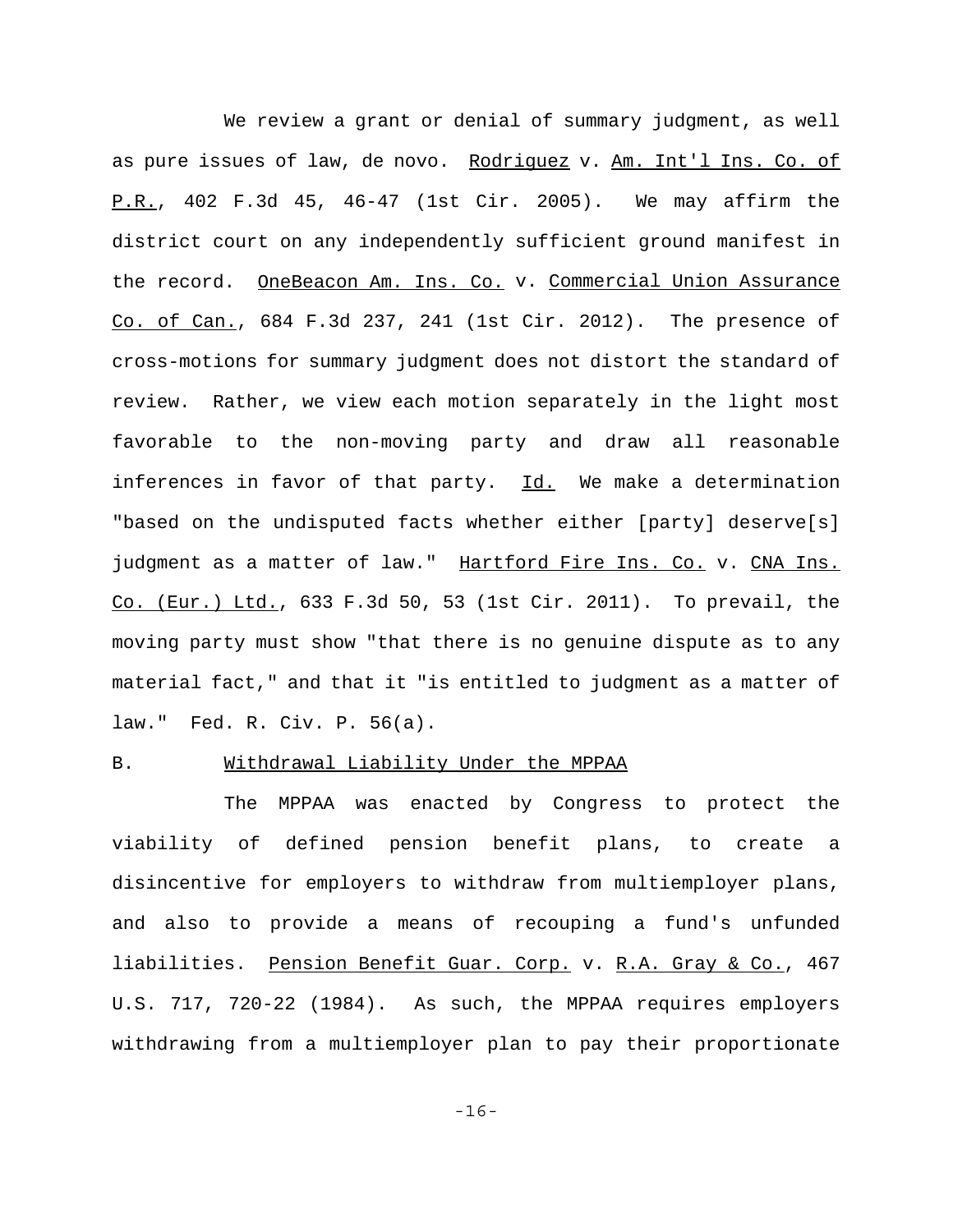We review a grant or denial of summary judgment, as well as pure issues of law, de novo. _Rodriguez_ v. _Am. Int'l Ins. Co. of P.R._, 402 F.3d 45, 46-47 (1st Cir. 2005). We may affirm the district court on any independently sufficient ground manifest in the record. _OneBeacon Am. Ins. Co._ v. _Commercial Union Assurance Co. of Can._, 684 F.3d 237, 241 (1st Cir. 2012). The presence of cross-motions for summary judgment does not distort the standard of review. Rather, we view each motion separately in the light most favorable to the non-moving party and draw all reasonable inferences in favor of that party. _Id._ We make a determination "based on the undisputed facts whether either [party] deserve[s] judgment as a matter of law." _Hartford Fire Ins. Co._ v. _CNA Ins. Co. (Eur.) Ltd._, 633 F.3d 50, 53 (1st Cir. 2011). To prevail, the moving party must show "that there is no genuine dispute as to any material fact," and that it "is entitled to judgment as a matter of law." Fed. R. Civ. P. 56(a).

B. Withdrawal Liability Under the MPPAA

The MPPAA was enacted by Congress to protect the viability of defined pension benefit plans, to create a disincentive for employers to withdraw from multiemployer plans, and also to provide a means of recouping a fund's unfunded liabilities. _Pension Benefit Guar. Corp._ v. _R.A. Gray & Co._, 467 U.S. 717, 720-22 (1984). As such, the MPPAA requires employers withdrawing from a multiemployer plan to pay their proportionate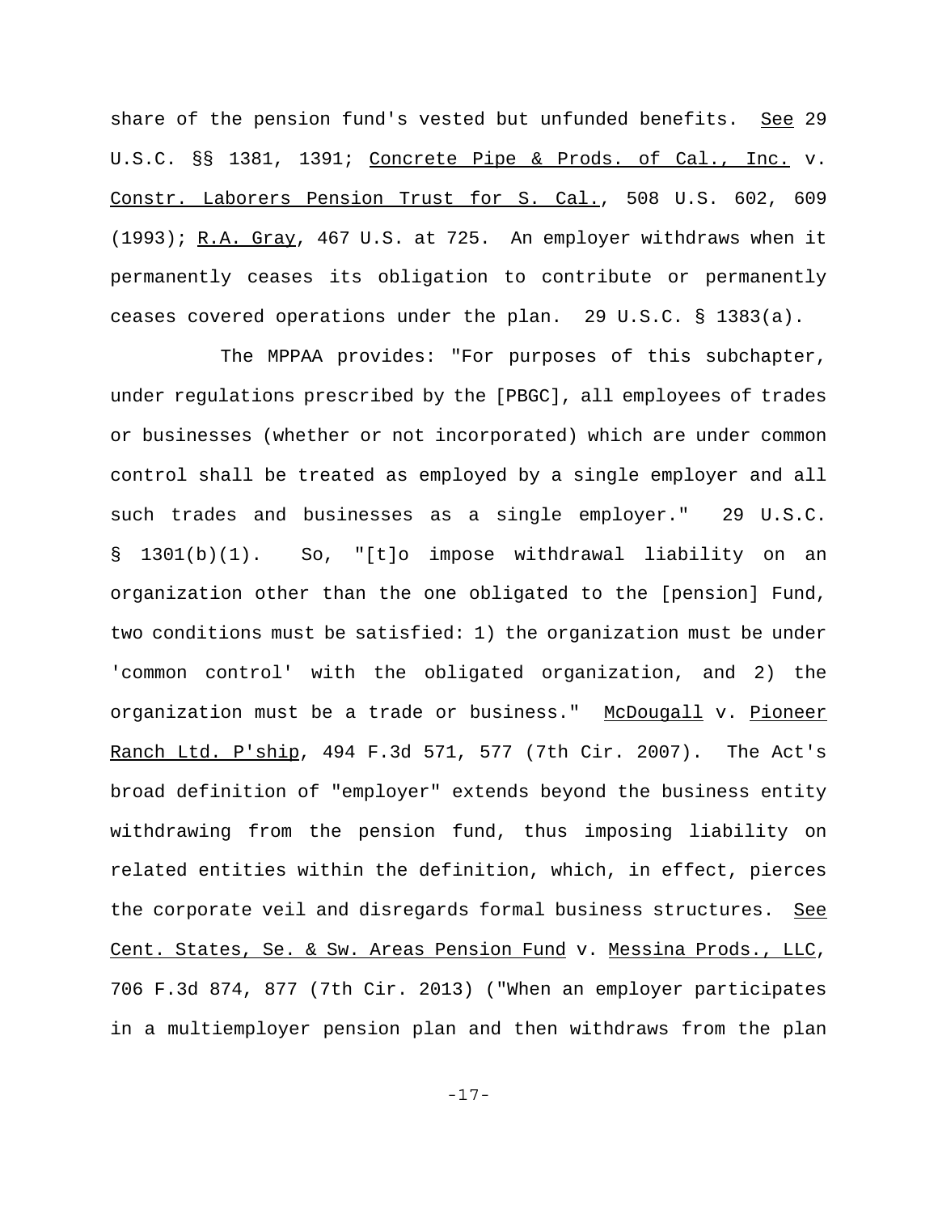share of the pension fund's vested but unfunded benefits. See 29 U.S.C. §§ 1381, 1391; Concrete Pipe & Prods. of Cal., Inc. v. Constr. Laborers Pension Trust for S. Cal., 508 U.S. 602, 609 (1993); R.A. Gray, 467 U.S. at 725. An employer withdraws when it permanently ceases its obligation to contribute or permanently ceases covered operations under the plan. 29 U.S.C. § 1383(a).

The MPPAA provides: "For purposes of this subchapter, under regulations prescribed by the [PBGC], all employees of trades or businesses (whether or not incorporated) which are under common control shall be treated as employed by a single employer and all such trades and businesses as a single employer." 29 U.S.C. § 1301(b)(1). So, "[t]o impose withdrawal liability on an organization other than the one obligated to the [pension] Fund, two conditions must be satisfied: 1) the organization must be under 'common control' with the obligated organization, and 2) the organization must be a trade or business." McDougall v. Pioneer Ranch Ltd. P'ship, 494 F.3d 571, 577 (7th Cir. 2007). The Act's broad definition of "employer" extends beyond the business entity withdrawing from the pension fund, thus imposing liability on related entities within the definition, which, in effect, pierces the corporate veil and disregards formal business structures. See Cent. States, Se. & Sw. Areas Pension Fund v. Messina Prods., LLC, 706 F.3d 874, 877 (7th Cir. 2013) ("When an employer participates in a multiemployer pension plan and then withdraws from the plan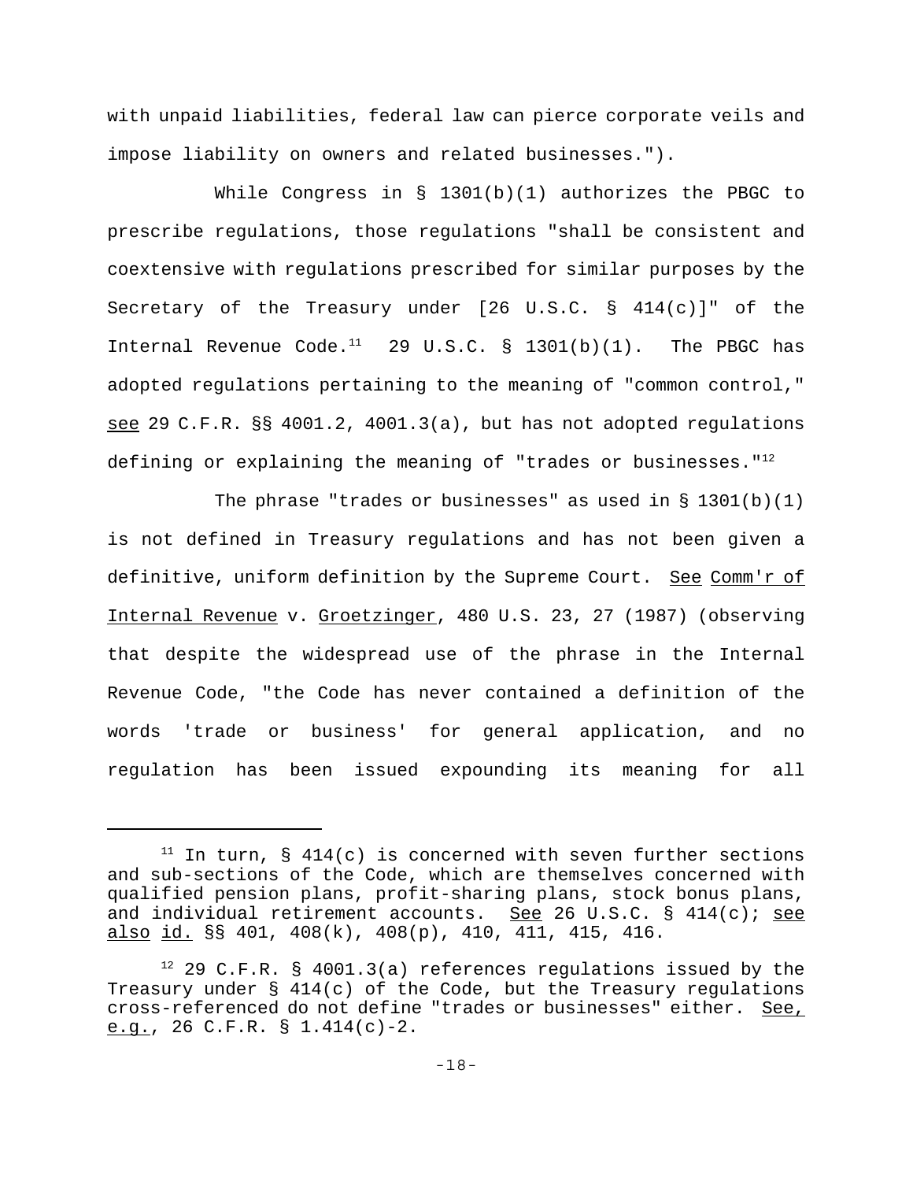with unpaid liabilities, federal law can pierce corporate veils and impose liability on owners and related businesses.").

While Congress in § 1301(b)(1) authorizes the PBGC to prescribe regulations, those regulations "shall be consistent and coextensive with regulations prescribed for similar purposes by the Secretary of the Treasury under [26 U.S.C. § 414(c)]" of the Internal Revenue Code.[11] 29 U.S.C. § 1301(b)(1). The PBGC has adopted regulations pertaining to the meaning of "common control," see 29 C.F.R. §§ 4001.2, 4001.3(a), but has not adopted regulations defining or explaining the meaning of "trades or businesses."[12]

The phrase "trades or businesses" as used in § 1301(b)(1) is not defined in Treasury regulations and has not been given a definitive, uniform definition by the Supreme Court. See Comm'r of Internal Revenue v. Groetzinger, 480 U.S. 23, 27 (1987) (observing that despite the widespread use of the phrase in the Internal Revenue Code, "the Code has never contained a definition of the words 'trade or business' for general application, and no regulation has been issued expounding its meaning for all

---

[11] In turn, § 414(c) is concerned with seven further sections and sub-sections of the Code, which are themselves concerned with qualified pension plans, profit-sharing plans, stock bonus plans, and individual retirement accounts. See 26 U.S.C. § 414(c); see also id. §§ 401, 408(k), 408(p), 410, 411, 415, 416.

[12] 29 C.F.R. § 4001.3(a) references regulations issued by the Treasury under § 414(c) of the Code, but the Treasury regulations cross-referenced do not define "trades or businesses" either. See, e.g., 26 C.F.R. § 1.414(c)-2.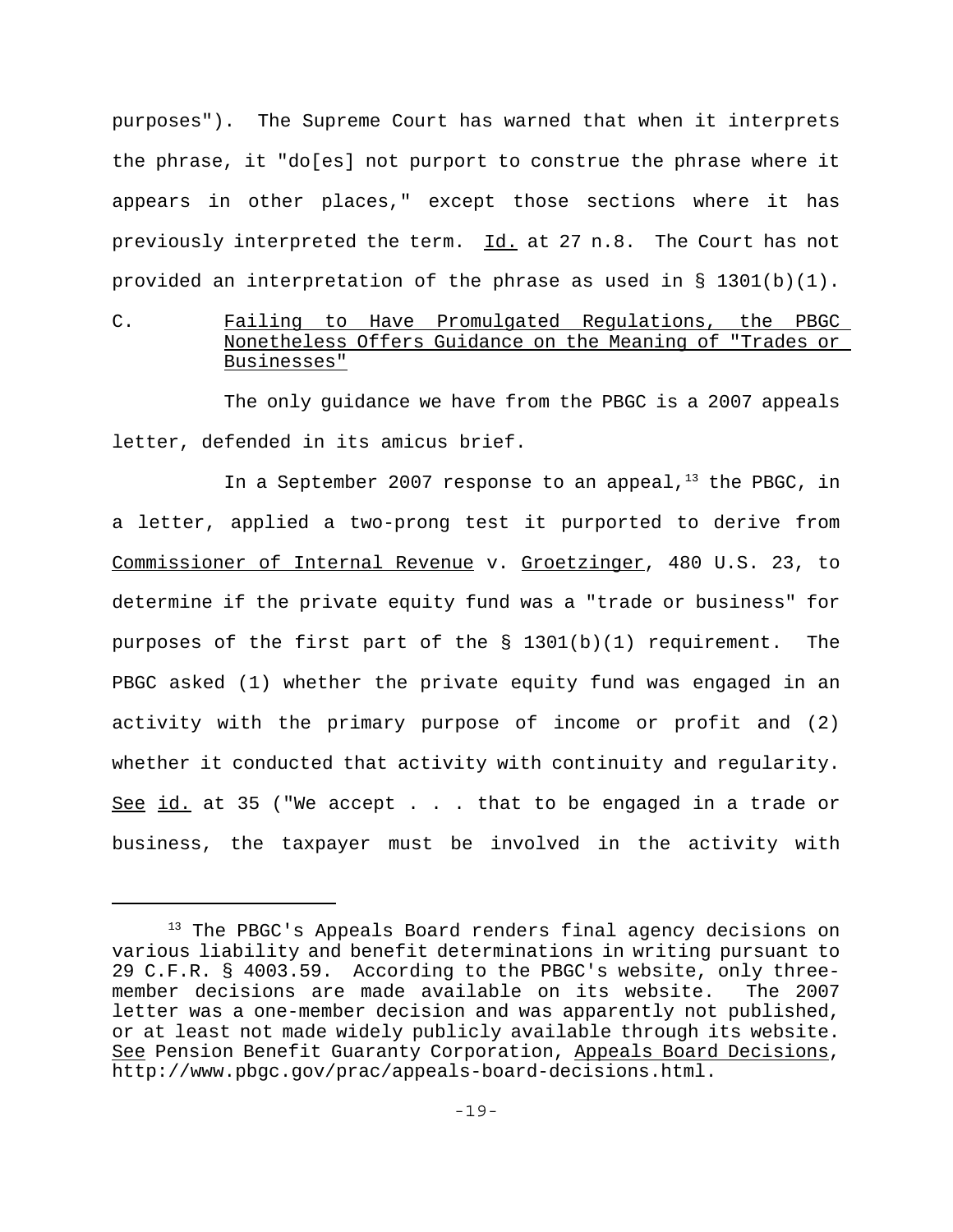purposes"). The Supreme Court has warned that when it interprets the phrase, it "do[es] not purport to construe the phrase where it appears in other places," except those sections where it has previously interpreted the term. Id. at 27 n.8. The Court has not provided an interpretation of the phrase as used in § 1301(b)(1).

### C. Failing to Have Promulgated Regulations, the PBGC Nonetheless Offers Guidance on the Meaning of "Trades or Businesses"

The only guidance we have from the PBGC is a 2007 appeals letter, defended in its amicus brief.

In a September 2007 response to an appeal,[13] the PBGC, in a letter, applied a two-prong test it purported to derive from Commissioner of Internal Revenue v. Groetzinger, 480 U.S. 23, to determine if the private equity fund was a "trade or business" for purposes of the first part of the § 1301(b)(1) requirement. The PBGC asked (1) whether the private equity fund was engaged in an activity with the primary purpose of income or profit and (2) whether it conducted that activity with continuity and regularity. See id. at 35 ("We accept . . . that to be engaged in a trade or business, the taxpayer must be involved in the activity with

---

[13] The PBGC's Appeals Board renders final agency decisions on various liability and benefit determinations in writing pursuant to 29 C.F.R. § 4003.59. According to the PBGC's website, only three-member decisions are made available on its website. The 2007 letter was a one-member decision and was apparently not published, or at least not made widely publicly available through its website. See Pension Benefit Guaranty Corporation, Appeals Board Decisions, http://www.pbgc.gov/prac/appeals-board-decisions.html.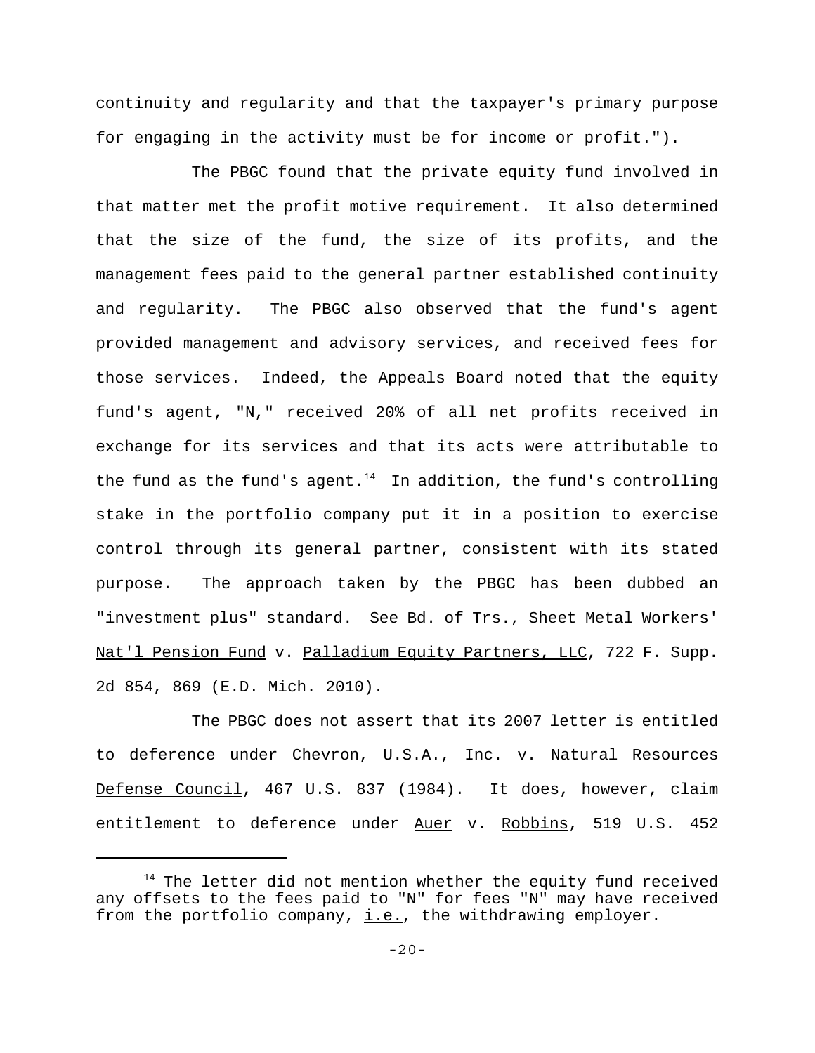continuity and regularity and that the taxpayer's primary purpose for engaging in the activity must be for income or profit.").

The PBGC found that the private equity fund involved in that matter met the profit motive requirement. It also determined that the size of the fund, the size of its profits, and the management fees paid to the general partner established continuity and regularity. The PBGC also observed that the fund's agent provided management and advisory services, and received fees for those services. Indeed, the Appeals Board noted that the equity fund's agent, "N," received 20% of all net profits received in exchange for its services and that its acts were attributable to the fund as the fund's agent.[14] In addition, the fund's controlling stake in the portfolio company put it in a position to exercise control through its general partner, consistent with its stated purpose. The approach taken by the PBGC has been dubbed an "investment plus" standard. See Bd. of Trs., Sheet Metal Workers' Nat'l Pension Fund v. Palladium Equity Partners, LLC, 722 F. Supp. 2d 854, 869 (E.D. Mich. 2010).

The PBGC does not assert that its 2007 letter is entitled to deference under Chevron, U.S.A., Inc. v. Natural Resources Defense Council, 467 U.S. 837 (1984). It does, however, claim entitlement to deference under Auer v. Robbins, 519 U.S. 452

---

[14] The letter did not mention whether the equity fund received any offsets to the fees paid to "N" for fees "N" may have received from the portfolio company, i.e., the withdrawing employer.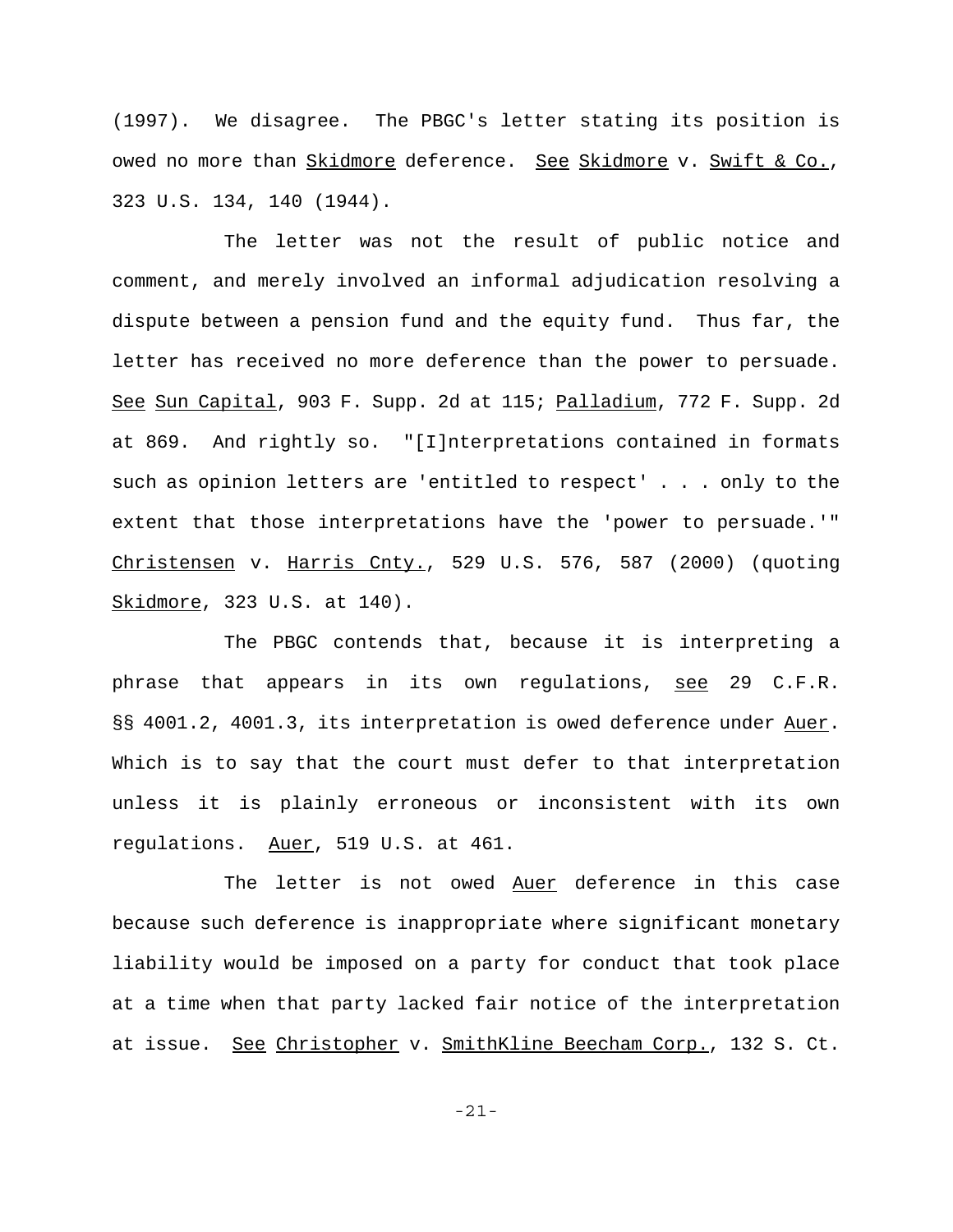(1997). We disagree. The PBGC's letter stating its position is owed no more than Skidmore deference. See Skidmore v. Swift & Co., 323 U.S. 134, 140 (1944).

The letter was not the result of public notice and comment, and merely involved an informal adjudication resolving a dispute between a pension fund and the equity fund. Thus far, the letter has received no more deference than the power to persuade. See Sun Capital, 903 F. Supp. 2d at 115; Palladium, 772 F. Supp. 2d at 869. And rightly so. "[I]nterpretations contained in formats such as opinion letters are 'entitled to respect' . . . only to the extent that those interpretations have the 'power to persuade.'" Christensen v. Harris Cnty., 529 U.S. 576, 587 (2000) (quoting Skidmore, 323 U.S. at 140).

The PBGC contends that, because it is interpreting a phrase that appears in its own regulations, see 29 C.F.R. §§ 4001.2, 4001.3, its interpretation is owed deference under Auer. Which is to say that the court must defer to that interpretation unless it is plainly erroneous or inconsistent with its own regulations. Auer, 519 U.S. at 461.

The letter is not owed Auer deference in this case because such deference is inappropriate where significant monetary liability would be imposed on a party for conduct that took place at a time when that party lacked fair notice of the interpretation at issue. See Christopher v. SmithKline Beecham Corp., 132 S. Ct.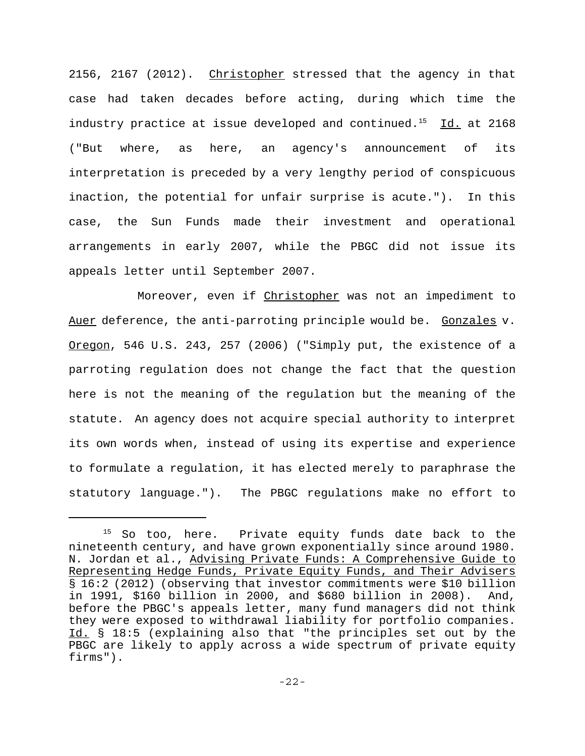2156, 2167 (2012). Christopher stressed that the agency in that case had taken decades before acting, during which time the industry practice at issue developed and continued.[15] Id. at 2168 ("But where, as here, an agency's announcement of its interpretation is preceded by a very lengthy period of conspicuous inaction, the potential for unfair surprise is acute."). In this case, the Sun Funds made their investment and operational arrangements in early 2007, while the PBGC did not issue its appeals letter until September 2007.

Moreover, even if Christopher was not an impediment to Auer deference, the anti-parroting principle would be. Gonzales v. Oregon, 546 U.S. 243, 257 (2006) ("Simply put, the existence of a parroting regulation does not change the fact that the question here is not the meaning of the regulation but the meaning of the statute. An agency does not acquire special authority to interpret its own words when, instead of using its expertise and experience to formulate a regulation, it has elected merely to paraphrase the statutory language."). The PBGC regulations make no effort to

---

[15] So too, here. Private equity funds date back to the nineteenth century, and have grown exponentially since around 1980. N. Jordan et al., Advising Private Funds: A Comprehensive Guide to Representing Hedge Funds, Private Equity Funds, and Their Advisers § 16:2 (2012) (observing that investor commitments were $10 billion in 1991, $160 billion in 2000, and $680 billion in 2008). And, before the PBGC's appeals letter, many fund managers did not think they were exposed to withdrawal liability for portfolio companies. Id. § 18:5 (explaining also that "the principles set out by the PBGC are likely to apply across a wide spectrum of private equity firms").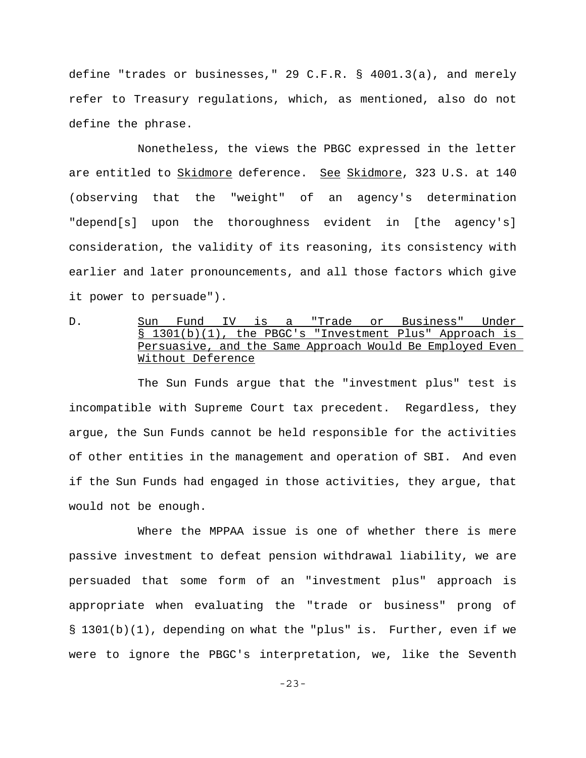define "trades or businesses," 29 C.F.R. § 4001.3(a), and merely refer to Treasury regulations, which, as mentioned, also do not define the phrase.

Nonetheless, the views the PBGC expressed in the letter are entitled to Skidmore deference. See Skidmore, 323 U.S. at 140 (observing that the "weight" of an agency's determination "depend[s] upon the thoroughness evident in [the agency's] consideration, the validity of its reasoning, its consistency with earlier and later pronouncements, and all those factors which give it power to persuade").

### D. Sun Fund IV is a "Trade or Business" Under § 1301(b)(1), the PBGC's "Investment Plus" Approach is Persuasive, and the Same Approach Would Be Employed Even Without Deference

The Sun Funds argue that the "investment plus" test is incompatible with Supreme Court tax precedent. Regardless, they argue, the Sun Funds cannot be held responsible for the activities of other entities in the management and operation of SBI. And even if the Sun Funds had engaged in those activities, they argue, that would not be enough.

Where the MPPAA issue is one of whether there is mere passive investment to defeat pension withdrawal liability, we are persuaded that some form of an "investment plus" approach is appropriate when evaluating the "trade or business" prong of § 1301(b)(1), depending on what the "plus" is. Further, even if we were to ignore the PBGC's interpretation, we, like the Seventh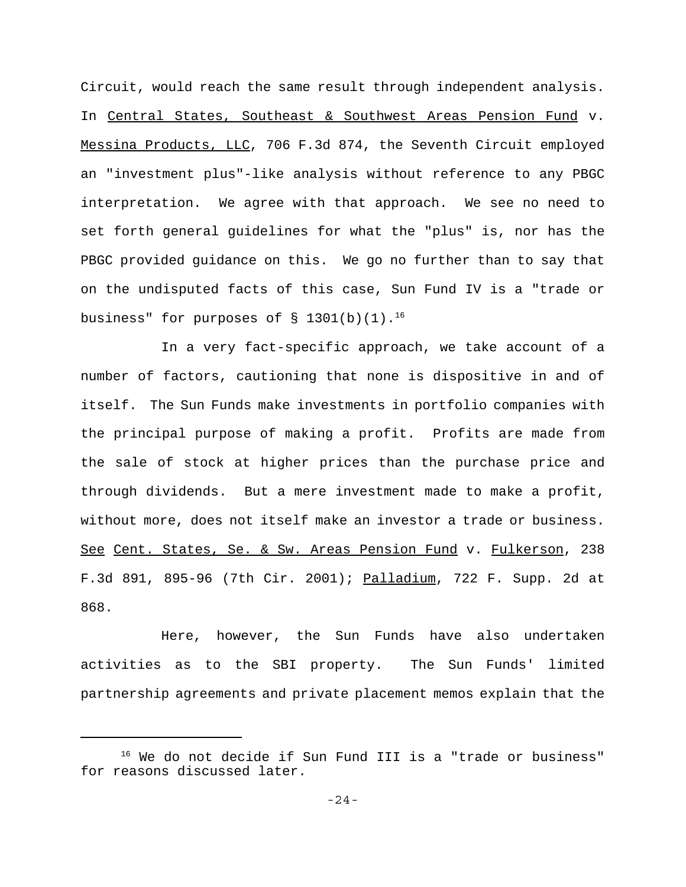Circuit, would reach the same result through independent analysis. In Central States, Southeast & Southwest Areas Pension Fund v. Messina Products, LLC, 706 F.3d 874, the Seventh Circuit employed an "investment plus"-like analysis without reference to any PBGC interpretation. We agree with that approach. We see no need to set forth general guidelines for what the "plus" is, nor has the PBGC provided guidance on this. We go no further than to say that on the undisputed facts of this case, Sun Fund IV is a "trade or business" for purposes of § 1301(b)(1).[16]

In a very fact-specific approach, we take account of a number of factors, cautioning that none is dispositive in and of itself. The Sun Funds make investments in portfolio companies with the principal purpose of making a profit. Profits are made from the sale of stock at higher prices than the purchase price and through dividends. But a mere investment made to make a profit, without more, does not itself make an investor a trade or business. See Cent. States, Se. & Sw. Areas Pension Fund v. Fulkerson, 238 F.3d 891, 895-96 (7th Cir. 2001); Palladium, 722 F. Supp. 2d at 868.

Here, however, the Sun Funds have also undertaken activities as to the SBI property. The Sun Funds' limited partnership agreements and private placement memos explain that the

---

[16] We do not decide if Sun Fund III is a "trade or business" for reasons discussed later.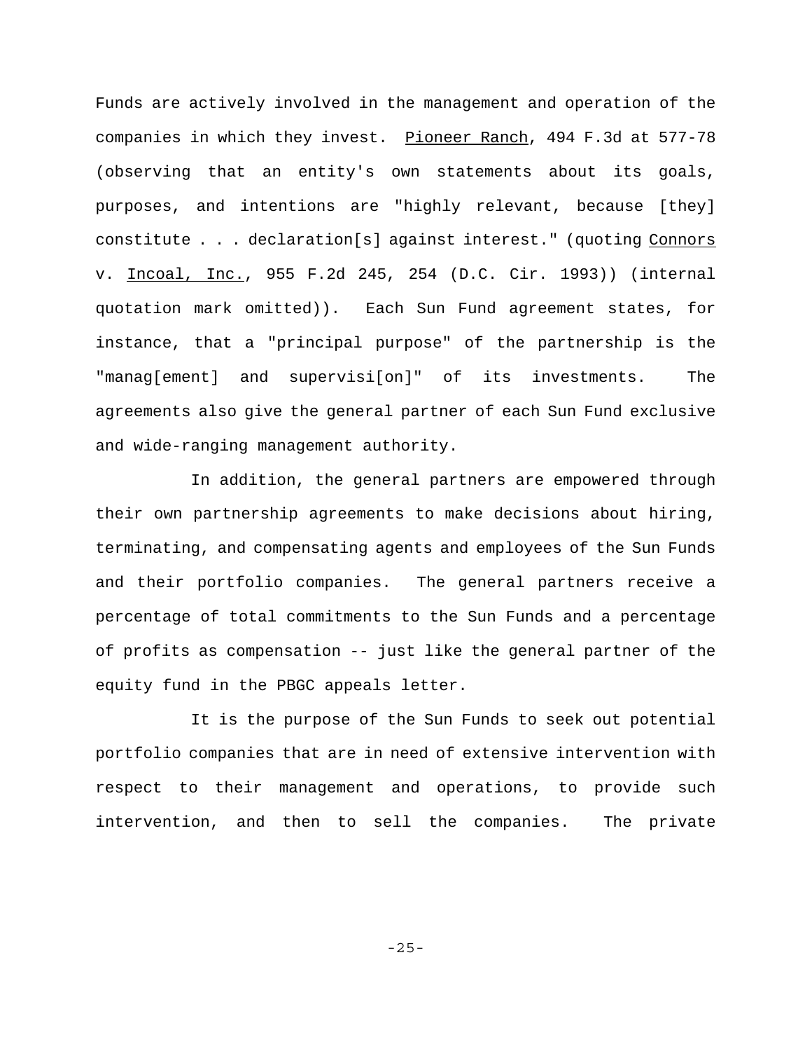Funds are actively involved in the management and operation of the companies in which they invest. Pioneer Ranch, 494 F.3d at 577-78 (observing that an entity's own statements about its goals, purposes, and intentions are "highly relevant, because [they] constitute . . . declaration[s] against interest." (quoting Connors v. Incoal, Inc., 955 F.2d 245, 254 (D.C. Cir. 1993)) (internal quotation mark omitted)). Each Sun Fund agreement states, for instance, that a "principal purpose" of the partnership is the "manag[ement] and supervisi[on]" of its investments. The agreements also give the general partner of each Sun Fund exclusive and wide-ranging management authority.

In addition, the general partners are empowered through their own partnership agreements to make decisions about hiring, terminating, and compensating agents and employees of the Sun Funds and their portfolio companies. The general partners receive a percentage of total commitments to the Sun Funds and a percentage of profits as compensation -- just like the general partner of the equity fund in the PBGC appeals letter.

It is the purpose of the Sun Funds to seek out potential portfolio companies that are in need of extensive intervention with respect to their management and operations, to provide such intervention, and then to sell the companies. The private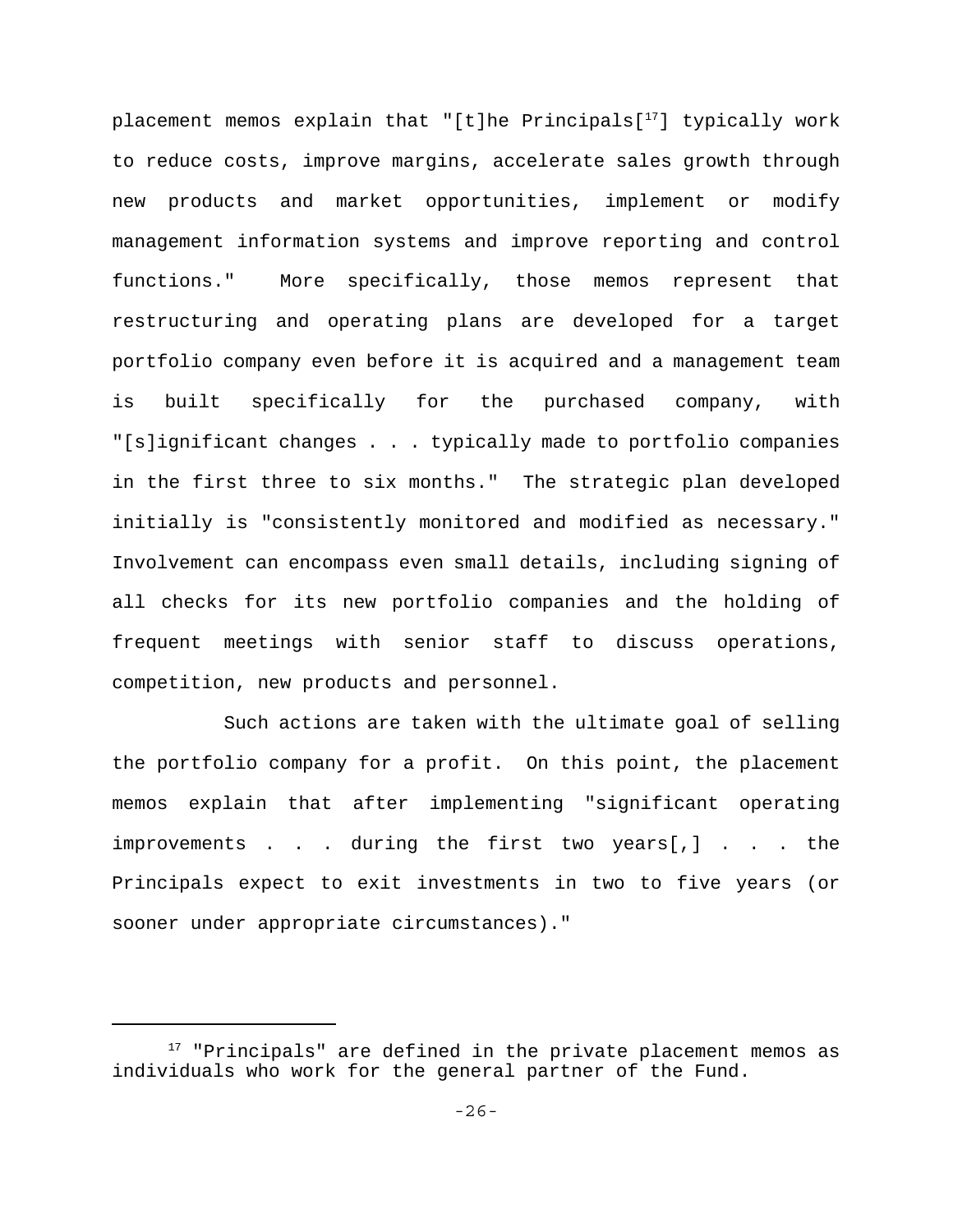placement memos explain that "[t]he Principals[17] typically work to reduce costs, improve margins, accelerate sales growth through new products and market opportunities, implement or modify management information systems and improve reporting and control functions." More specifically, those memos represent that restructuring and operating plans are developed for a target portfolio company even before it is acquired and a management team is built specifically for the purchased company, with "[s]ignificant changes . . . typically made to portfolio companies in the first three to six months." The strategic plan developed initially is "consistently monitored and modified as necessary." Involvement can encompass even small details, including signing of all checks for its new portfolio companies and the holding of frequent meetings with senior staff to discuss operations, competition, new products and personnel.

Such actions are taken with the ultimate goal of selling the portfolio company for a profit. On this point, the placement memos explain that after implementing "significant operating improvements . . . during the first two years[,] . . . the Principals expect to exit investments in two to five years (or sooner under appropriate circumstances)."

---

[17] "Principals" are defined in the private placement memos as individuals who work for the general partner of the Fund.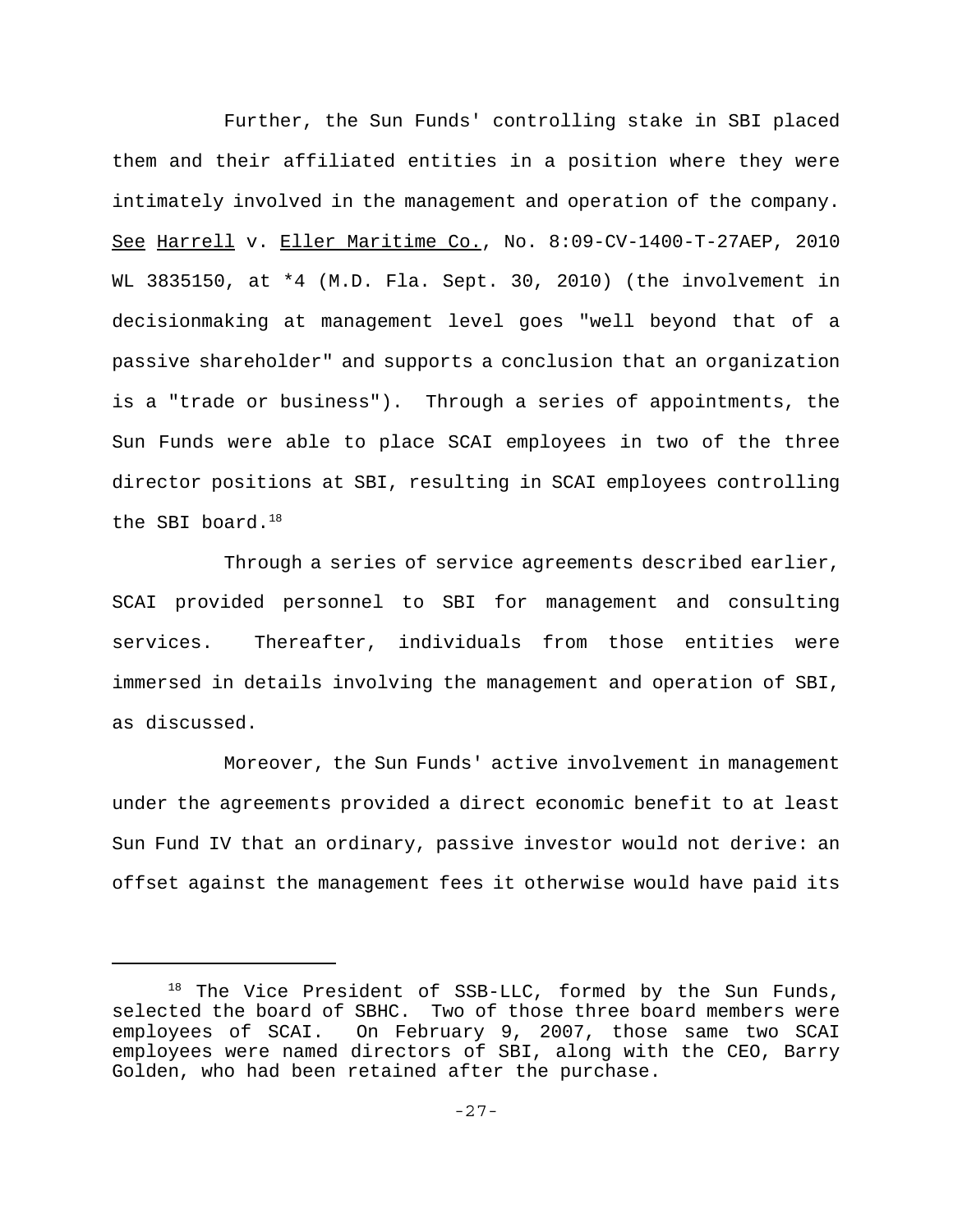Further, the Sun Funds' controlling stake in SBI placed them and their affiliated entities in a position where they were intimately involved in the management and operation of the company. See Harrell v. Eller Maritime Co., No. 8:09-CV-1400-T-27AEP, 2010 WL 3835150, at *4 (M.D. Fla. Sept. 30, 2010) (the involvement in decisionmaking at management level goes "well beyond that of a passive shareholder" and supports a conclusion that an organization is a "trade or business"). Through a series of appointments, the Sun Funds were able to place SCAI employees in two of the three director positions at SBI, resulting in SCAI employees controlling the SBI board.[18]

Through a series of service agreements described earlier, SCAI provided personnel to SBI for management and consulting services. Thereafter, individuals from those entities were immersed in details involving the management and operation of SBI, as discussed.

Moreover, the Sun Funds' active involvement in management under the agreements provided a direct economic benefit to at least Sun Fund IV that an ordinary, passive investor would not derive: an offset against the management fees it otherwise would have paid its

---

[18] The Vice President of SSB-LLC, formed by the Sun Funds, selected the board of SBHC. Two of those three board members were employees of SCAI. On February 9, 2007, those same two SCAI employees were named directors of SBI, along with the CEO, Barry Golden, who had been retained after the purchase.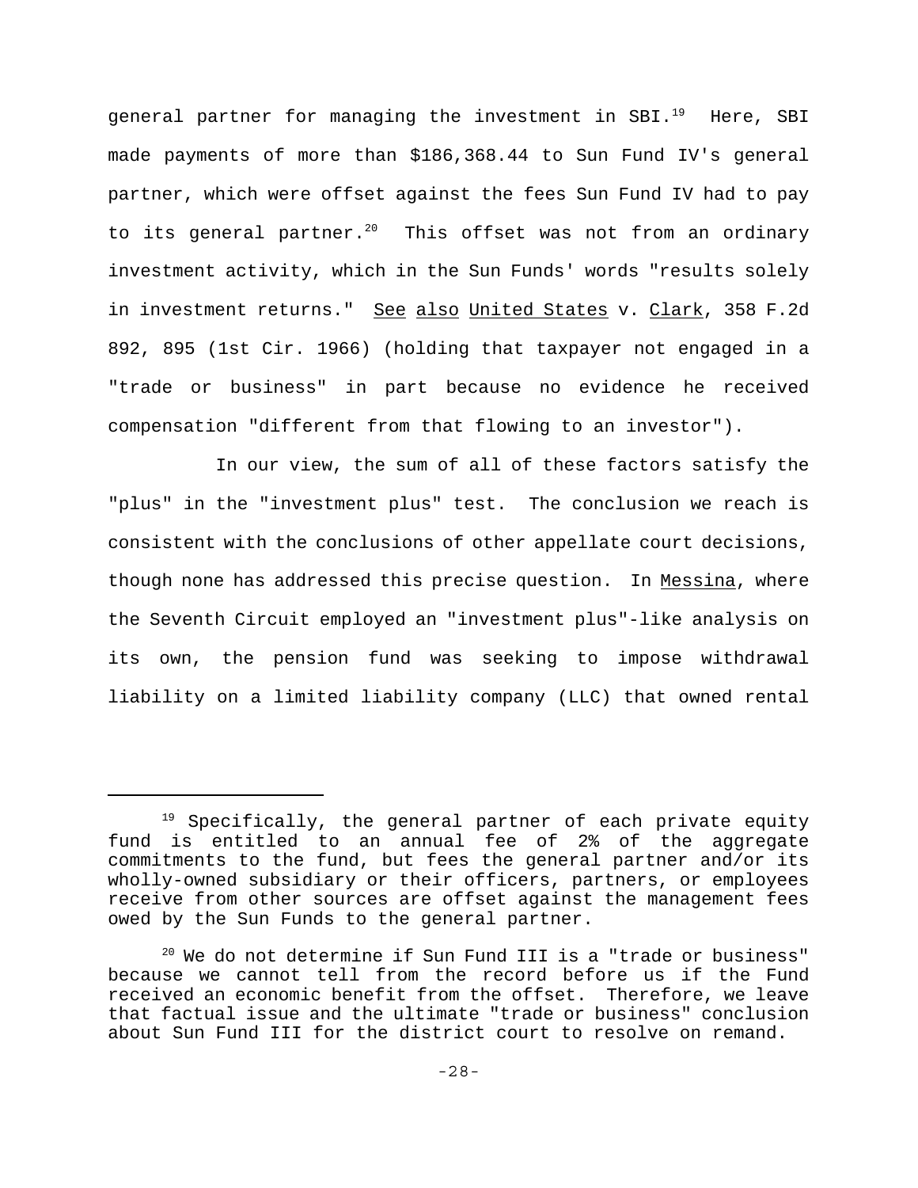general partner for managing the investment in SBI.[19] Here, SBI made payments of more than $186,368.44 to Sun Fund IV's general partner, which were offset against the fees Sun Fund IV had to pay to its general partner.[20] This offset was not from an ordinary investment activity, which in the Sun Funds' words "results solely in investment returns." See also United States v. Clark, 358 F.2d 892, 895 (1st Cir. 1966) (holding that taxpayer not engaged in a "trade or business" in part because no evidence he received compensation "different from that flowing to an investor").

In our view, the sum of all of these factors satisfy the "plus" in the "investment plus" test. The conclusion we reach is consistent with the conclusions of other appellate court decisions, though none has addressed this precise question. In Messina, where the Seventh Circuit employed an "investment plus"-like analysis on its own, the pension fund was seeking to impose withdrawal liability on a limited liability company (LLC) that owned rental

---

[19] Specifically, the general partner of each private equity fund is entitled to an annual fee of 2% of the aggregate commitments to the fund, but fees the general partner and/or its wholly-owned subsidiary or their officers, partners, or employees receive from other sources are offset against the management fees owed by the Sun Funds to the general partner.

[20] We do not determine if Sun Fund III is a "trade or business" because we cannot tell from the record before us if the Fund received an economic benefit from the offset. Therefore, we leave that factual issue and the ultimate "trade or business" conclusion about Sun Fund III for the district court to resolve on remand.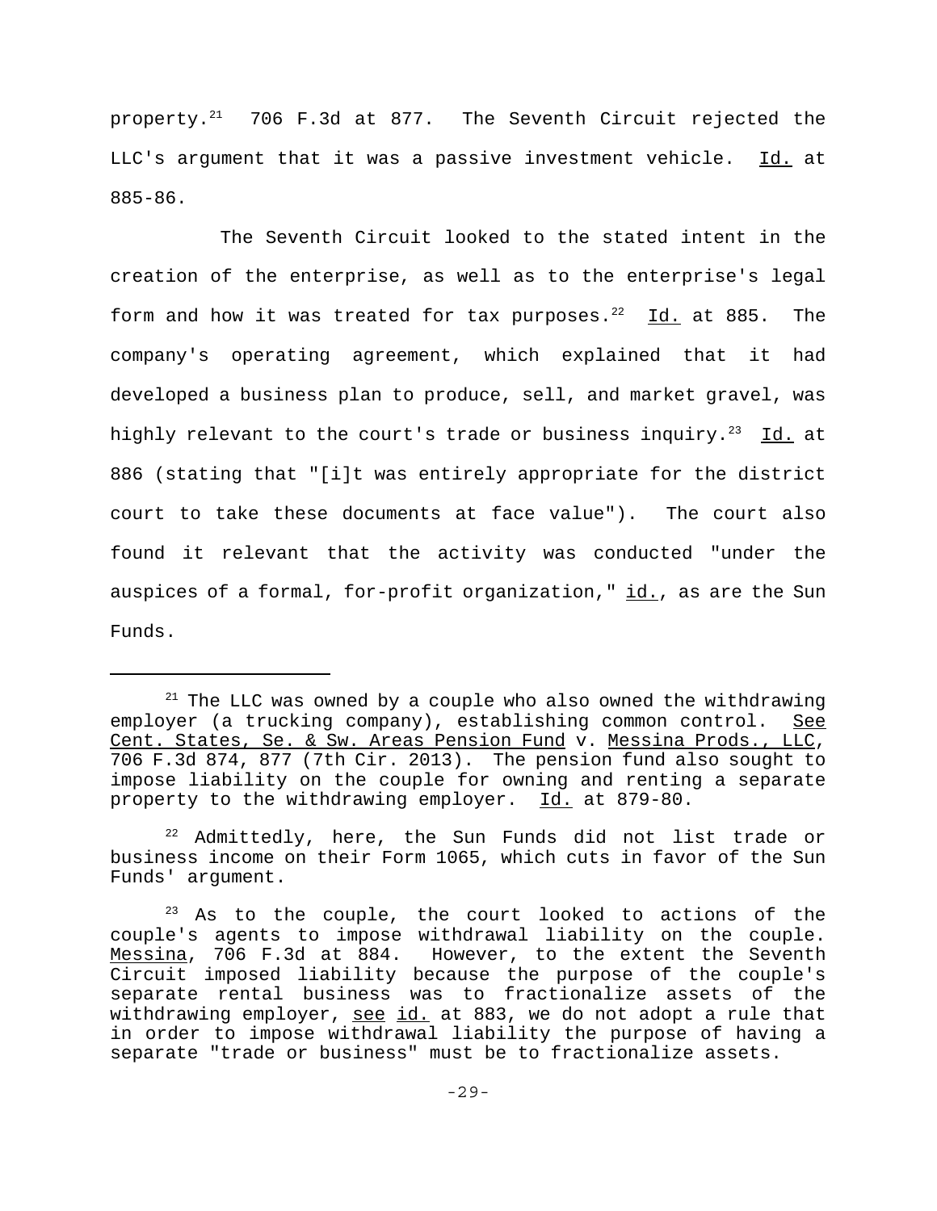property.[21] 706 F.3d at 877. The Seventh Circuit rejected the LLC's argument that it was a passive investment vehicle. Id. at 885-86.

The Seventh Circuit looked to the stated intent in the creation of the enterprise, as well as to the enterprise's legal form and how it was treated for tax purposes.[22] Id. at 885. The company's operating agreement, which explained that it had developed a business plan to produce, sell, and market gravel, was highly relevant to the court's trade or business inquiry.[23] Id. at 886 (stating that "[i]t was entirely appropriate for the district court to take these documents at face value"). The court also found it relevant that the activity was conducted "under the auspices of a formal, for-profit organization," id., as are the Sun Funds.

---

[21] The LLC was owned by a couple who also owned the withdrawing employer (a trucking company), establishing common control. See Cent. States, Se. & Sw. Areas Pension Fund v. Messina Prods., LLC, 706 F.3d 874, 877 (7th Cir. 2013). The pension fund also sought to impose liability on the couple for owning and renting a separate property to the withdrawing employer. Id. at 879-80.

[22] Admittedly, here, the Sun Funds did not list trade or business income on their Form 1065, which cuts in favor of the Sun Funds' argument.

[23] As to the couple, the court looked to actions of the couple's agents to impose withdrawal liability on the couple. Messina, 706 F.3d at 884. However, to the extent the Seventh Circuit imposed liability because the purpose of the couple's separate rental business was to fractionalize assets of the withdrawing employer, see id. at 883, we do not adopt a rule that in order to impose withdrawal liability the purpose of having a separate "trade or business" must be to fractionalize assets.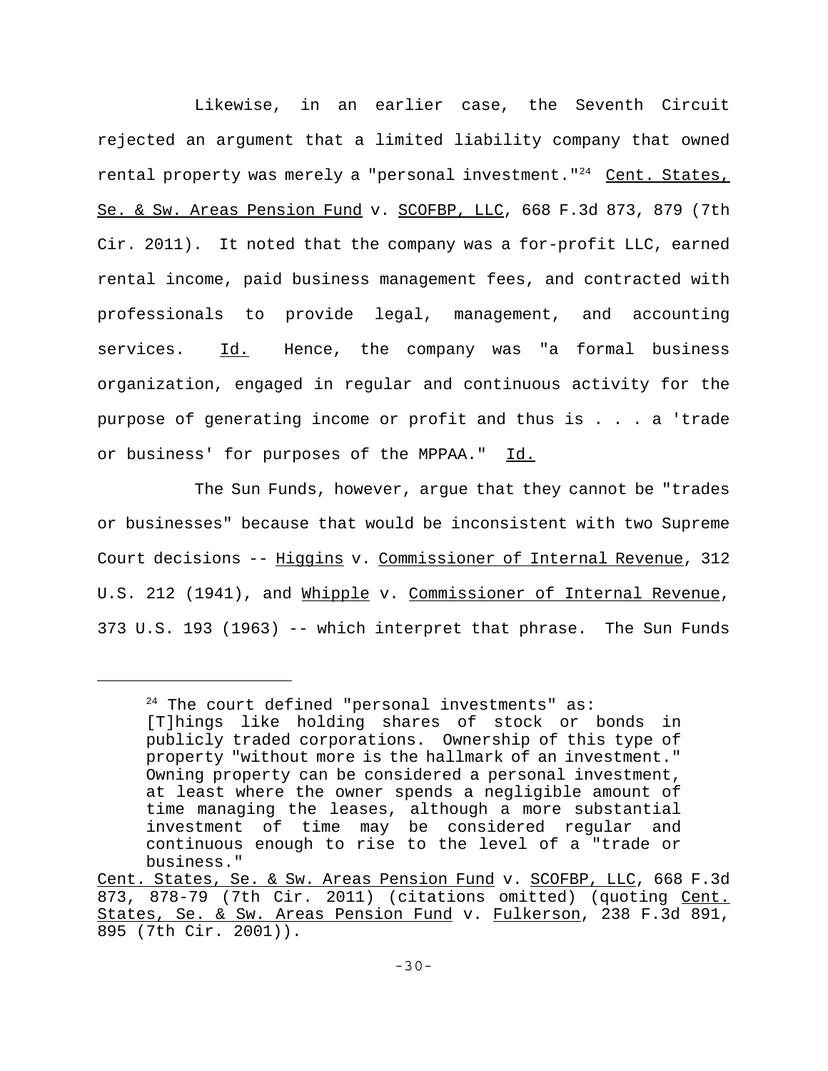Likewise, in an earlier case, the Seventh Circuit rejected an argument that a limited liability company that owned rental property was merely a "personal investment."[24] Cent. States, Se. & Sw. Areas Pension Fund v. SCOFBP, LLC, 668 F.3d 873, 879 (7th Cir. 2011). It noted that the company was a for-profit LLC, earned rental income, paid business management fees, and contracted with professionals to provide legal, management, and accounting services. Id. Hence, the company was "a formal business organization, engaged in regular and continuous activity for the purpose of generating income or profit and thus is . . . a 'trade or business' for purposes of the MPPAA." Id.

The Sun Funds, however, argue that they cannot be "trades or businesses" because that would be inconsistent with two Supreme Court decisions -- Higgins v. Commissioner of Internal Revenue, 312 U.S. 212 (1941), and Whipple v. Commissioner of Internal Revenue, 373 U.S. 193 (1963) -- which interpret that phrase. The Sun Funds

---

[24] The court defined "personal investments" as:

> [T]hings like holding shares of stock or bonds in publicly traded corporations. Ownership of this type of property "without more is the hallmark of an investment." Owning property can be considered a personal investment, at least where the owner spends a negligible amount of time managing the leases, although a more substantial investment of time may be considered regular and continuous enough to rise to the level of a "trade or business."

Cent. States, Se. & Sw. Areas Pension Fund v. SCOFBP, LLC, 668 F.3d 873, 878-79 (7th Cir. 2011) (citations omitted) (quoting Cent. States, Se. & Sw. Areas Pension Fund v. Fulkerson, 238 F.3d 891, 895 (7th Cir. 2001)).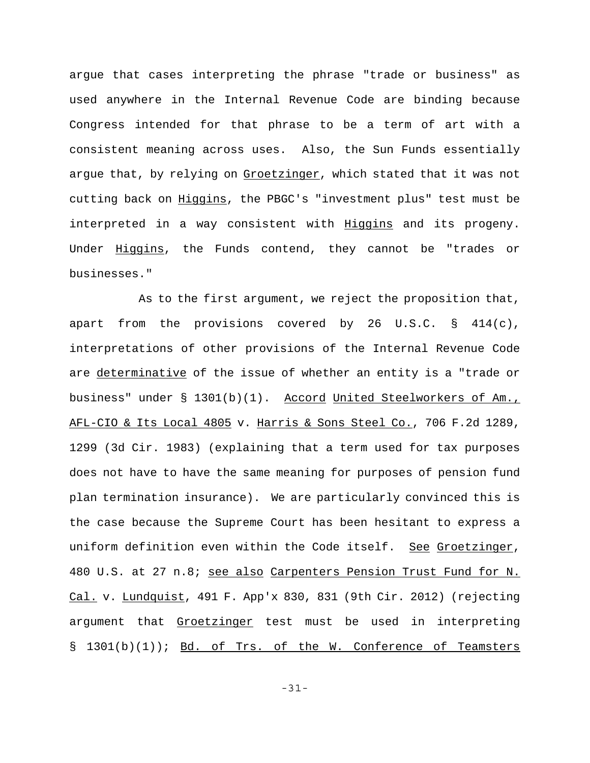argue that cases interpreting the phrase "trade or business" as used anywhere in the Internal Revenue Code are binding because Congress intended for that phrase to be a term of art with a consistent meaning across uses. Also, the Sun Funds essentially argue that, by relying on Groetzinger, which stated that it was not cutting back on Higgins, the PBGC's "investment plus" test must be interpreted in a way consistent with Higgins and its progeny. Under Higgins, the Funds contend, they cannot be "trades or businesses."

As to the first argument, we reject the proposition that, apart from the provisions covered by 26 U.S.C. § 414(c), interpretations of other provisions of the Internal Revenue Code are determinative of the issue of whether an entity is a "trade or business" under § 1301(b)(1). Accord United Steelworkers of Am., AFL-CIO & Its Local 4805 v. Harris & Sons Steel Co., 706 F.2d 1289, 1299 (3d Cir. 1983) (explaining that a term used for tax purposes does not have to have the same meaning for purposes of pension fund plan termination insurance). We are particularly convinced this is the case because the Supreme Court has been hesitant to express a uniform definition even within the Code itself. See Groetzinger, 480 U.S. at 27 n.8; see also Carpenters Pension Trust Fund for N. Cal. v. Lundquist, 491 F. App'x 830, 831 (9th Cir. 2012) (rejecting argument that Groetzinger test must be used in interpreting § 1301(b)(1)); Bd. of Trs. of the W. Conference of Teamsters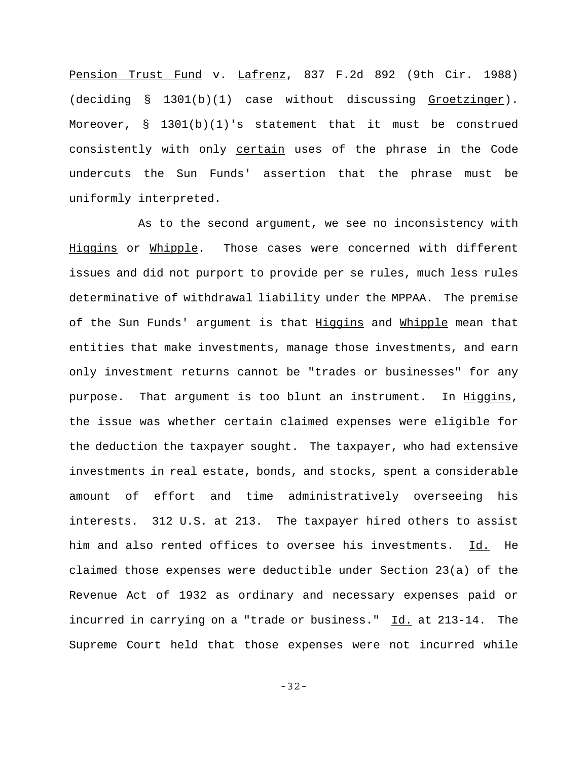Pension Trust Fund v. Lafrenz, 837 F.2d 892 (9th Cir. 1988) (deciding § 1301(b)(1) case without discussing Groetzinger). Moreover, § 1301(b)(1)'s statement that it must be construed consistently with only certain uses of the phrase in the Code undercuts the Sun Funds' assertion that the phrase must be uniformly interpreted.

As to the second argument, we see no inconsistency with Higgins or Whipple. Those cases were concerned with different issues and did not purport to provide per se rules, much less rules determinative of withdrawal liability under the MPPAA. The premise of the Sun Funds' argument is that Higgins and Whipple mean that entities that make investments, manage those investments, and earn only investment returns cannot be "trades or businesses" for any purpose. That argument is too blunt an instrument. In Higgins, the issue was whether certain claimed expenses were eligible for the deduction the taxpayer sought. The taxpayer, who had extensive investments in real estate, bonds, and stocks, spent a considerable amount of effort and time administratively overseeing his interests. 312 U.S. at 213. The taxpayer hired others to assist him and also rented offices to oversee his investments. Id. He claimed those expenses were deductible under Section 23(a) of the Revenue Act of 1932 as ordinary and necessary expenses paid or incurred in carrying on a "trade or business." Id. at 213-14. The Supreme Court held that those expenses were not incurred while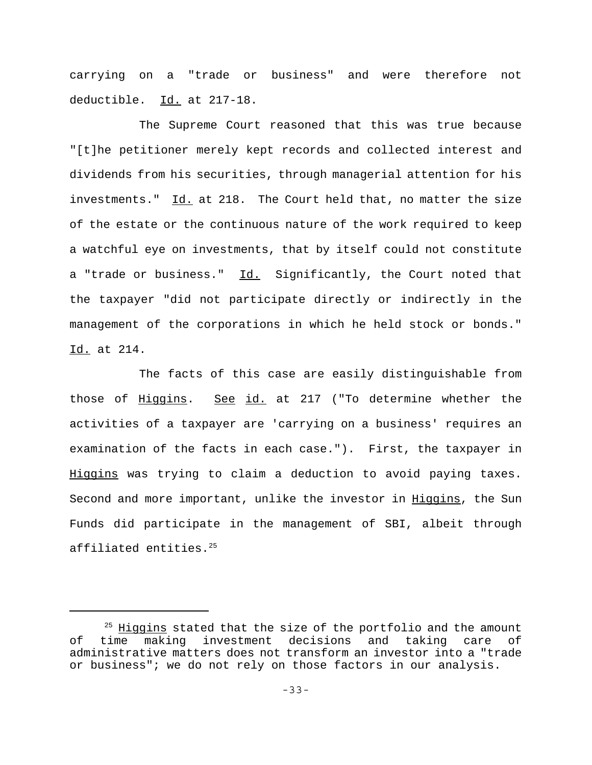carrying on a "trade or business" and were therefore not deductible. Id. at 217-18.

The Supreme Court reasoned that this was true because "[t]he petitioner merely kept records and collected interest and dividends from his securities, through managerial attention for his investments." Id. at 218. The Court held that, no matter the size of the estate or the continuous nature of the work required to keep a watchful eye on investments, that by itself could not constitute a "trade or business." Id. Significantly, the Court noted that the taxpayer "did not participate directly or indirectly in the management of the corporations in which he held stock or bonds." Id. at 214.

The facts of this case are easily distinguishable from those of Higgins. See id. at 217 ("To determine whether the activities of a taxpayer are 'carrying on a business' requires an examination of the facts in each case."). First, the taxpayer in Higgins was trying to claim a deduction to avoid paying taxes. Second and more important, unlike the investor in Higgins, the Sun Funds did participate in the management of SBI, albeit through affiliated entities.[25]

---

[25] Higgins stated that the size of the portfolio and the amount of time making investment decisions and taking care of administrative matters does not transform an investor into a "trade or business"; we do not rely on those factors in our analysis.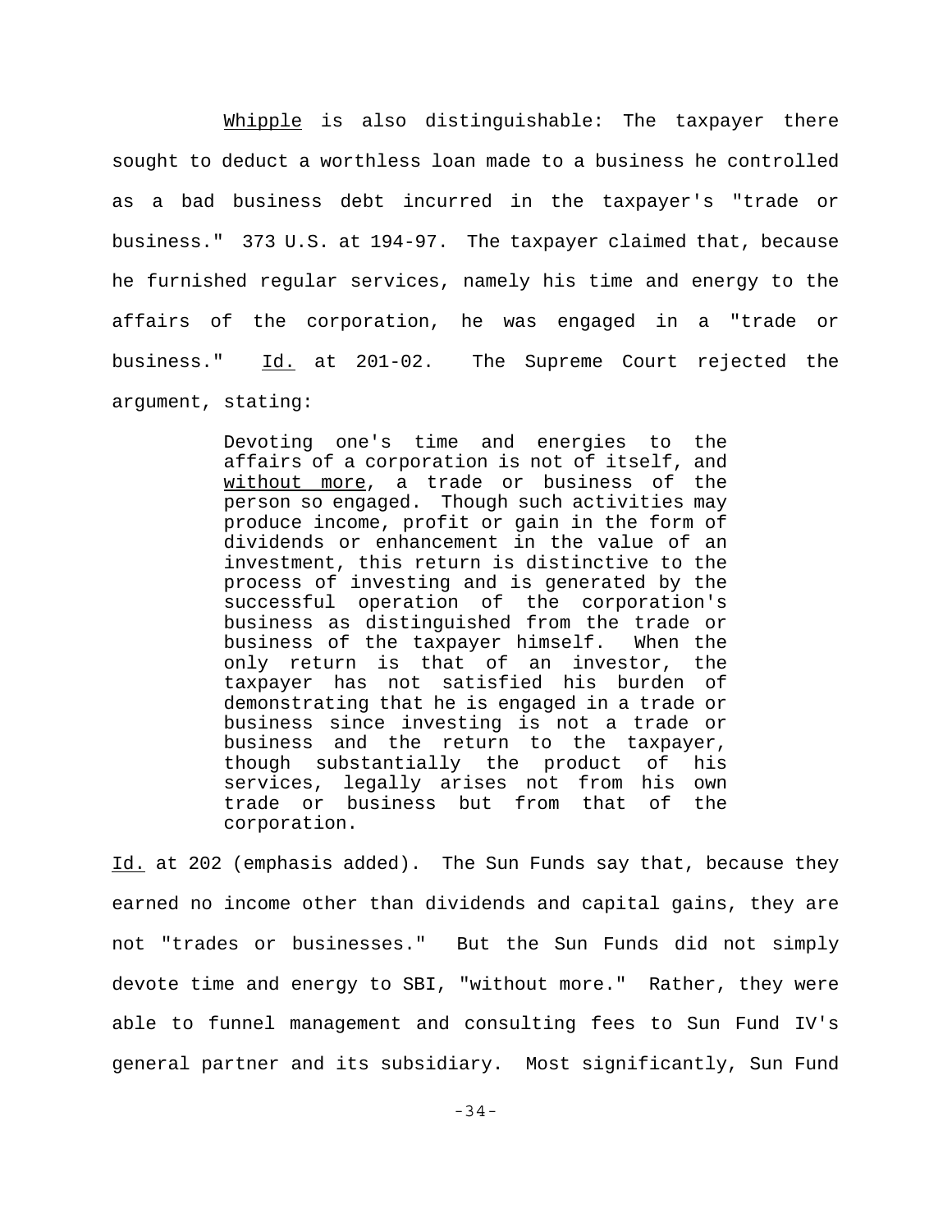Whipple is also distinguishable: The taxpayer there sought to deduct a worthless loan made to a business he controlled as a bad business debt incurred in the taxpayer's "trade or business." 373 U.S. at 194-97. The taxpayer claimed that, because he furnished regular services, namely his time and energy to the affairs of the corporation, he was engaged in a "trade or business." Id. at 201-02. The Supreme Court rejected the argument, stating:

> Devoting one's time and energies to the affairs of a corporation is not of itself, and without more, a trade or business of the person so engaged. Though such activities may produce income, profit or gain in the form of dividends or enhancement in the value of an investment, this return is distinctive to the process of investing and is generated by the successful operation of the corporation's business as distinguished from the trade or business of the taxpayer himself. When the only return is that of an investor, the taxpayer has not satisfied his burden of demonstrating that he is engaged in a trade or business since investing is not a trade or business and the return to the taxpayer, though substantially the product of his services, legally arises not from his own trade or business but from that of the corporation.

Id. at 202 (emphasis added). The Sun Funds say that, because they earned no income other than dividends and capital gains, they are not "trades or businesses." But the Sun Funds did not simply devote time and energy to SBI, "without more." Rather, they were able to funnel management and consulting fees to Sun Fund IV's general partner and its subsidiary. Most significantly, Sun Fund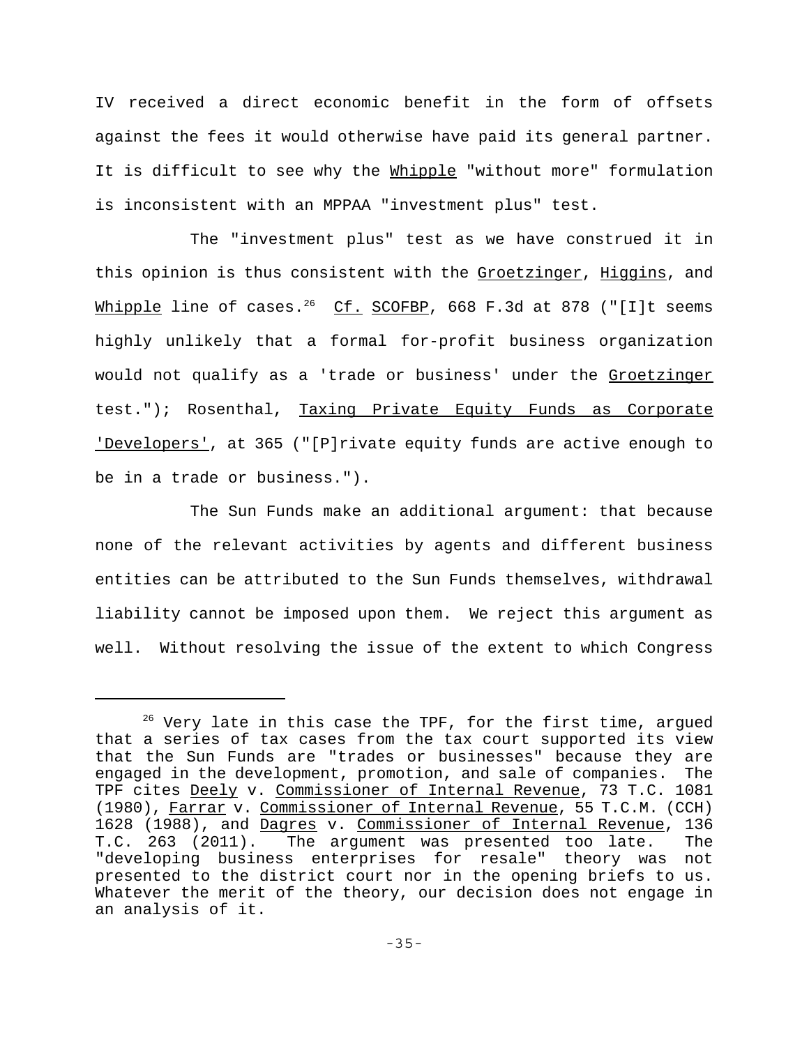IV received a direct economic benefit in the form of offsets against the fees it would otherwise have paid its general partner. It is difficult to see why the Whipple "without more" formulation is inconsistent with an MPPAA "investment plus" test.

The "investment plus" test as we have construed it in this opinion is thus consistent with the Groetzinger, Higgins, and Whipple line of cases.[26] Cf. SCOFBP, 668 F.3d at 878 ("[I]t seems highly unlikely that a formal for-profit business organization would not qualify as a 'trade or business' under the Groetzinger test."); Rosenthal, Taxing Private Equity Funds as Corporate 'Developers', at 365 ("[P]rivate equity funds are active enough to be in a trade or business.").

The Sun Funds make an additional argument: that because none of the relevant activities by agents and different business entities can be attributed to the Sun Funds themselves, withdrawal liability cannot be imposed upon them. We reject this argument as well. Without resolving the issue of the extent to which Congress

---

[26] Very late in this case the TPF, for the first time, argued that a series of tax cases from the tax court supported its view that the Sun Funds are "trades or businesses" because they are engaged in the development, promotion, and sale of companies. The TPF cites Deely v. Commissioner of Internal Revenue, 73 T.C. 1081 (1980), Farrar v. Commissioner of Internal Revenue, 55 T.C.M. (CCH) 1628 (1988), and Dagres v. Commissioner of Internal Revenue, 136 T.C. 263 (2011). The argument was presented too late. The "developing business enterprises for resale" theory was not presented to the district court nor in the opening briefs to us. Whatever the merit of the theory, our decision does not engage in an analysis of it.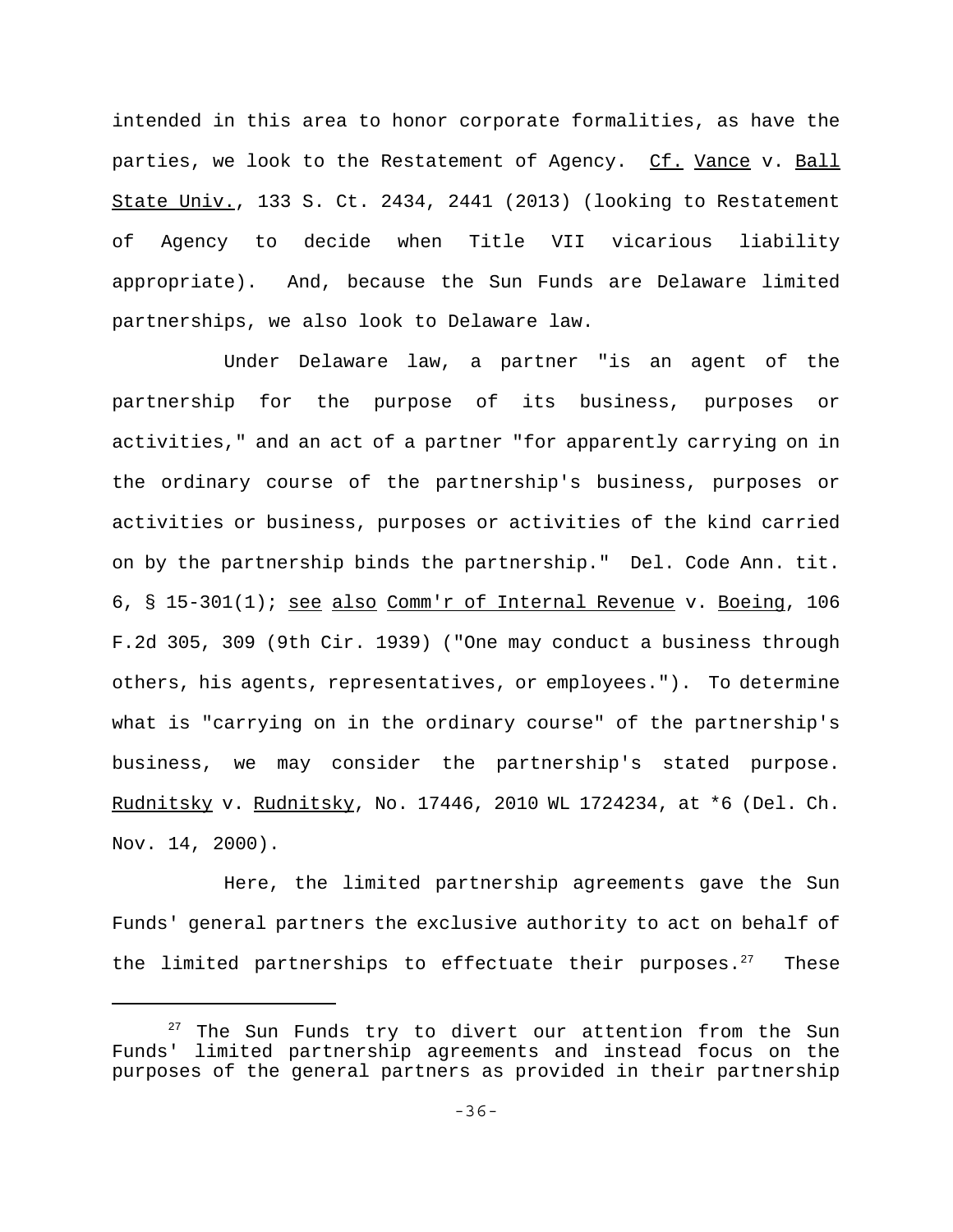intended in this area to honor corporate formalities, as have the parties, we look to the Restatement of Agency. Cf. Vance v. Ball State Univ., 133 S. Ct. 2434, 2441 (2013) (looking to Restatement of Agency to decide when Title VII vicarious liability appropriate). And, because the Sun Funds are Delaware limited partnerships, we also look to Delaware law.

Under Delaware law, a partner "is an agent of the partnership for the purpose of its business, purposes or activities," and an act of a partner "for apparently carrying on in the ordinary course of the partnership's business, purposes or activities or business, purposes or activities of the kind carried on by the partnership binds the partnership." Del. Code Ann. tit. 6, § 15-301(1); see also Comm'r of Internal Revenue v. Boeing, 106 F.2d 305, 309 (9th Cir. 1939) ("One may conduct a business through others, his agents, representatives, or employees."). To determine what is "carrying on in the ordinary course" of the partnership's business, we may consider the partnership's stated purpose. Rudnitsky v. Rudnitsky, No. 17446, 2010 WL 1724234, at *6 (Del. Ch. Nov. 14, 2000).

Here, the limited partnership agreements gave the Sun Funds' general partners the exclusive authority to act on behalf of the limited partnerships to effectuate their purposes.[27] These

---

[27] The Sun Funds try to divert our attention from the Sun Funds' limited partnership agreements and instead focus on the purposes of the general partners as provided in their partnership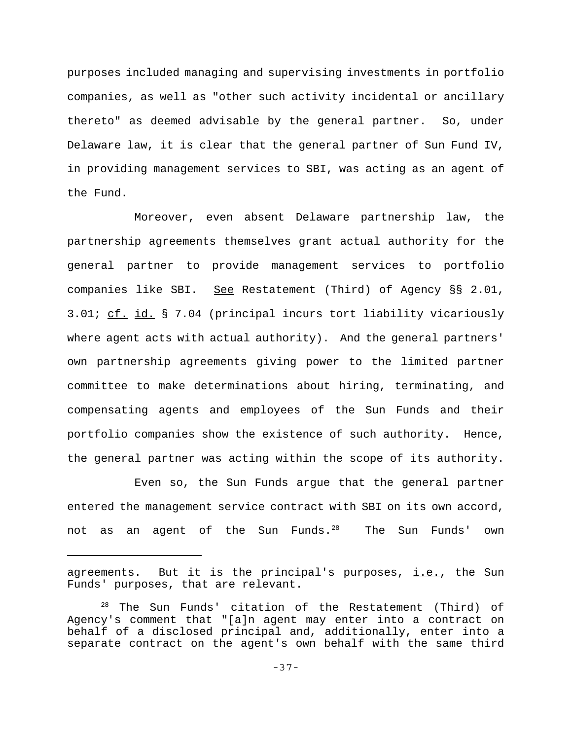purposes included managing and supervising investments in portfolio companies, as well as "other such activity incidental or ancillary thereto" as deemed advisable by the general partner. So, under Delaware law, it is clear that the general partner of Sun Fund IV, in providing management services to SBI, was acting as an agent of the Fund.

Moreover, even absent Delaware partnership law, the partnership agreements themselves grant actual authority for the general partner to provide management services to portfolio companies like SBI. See Restatement (Third) of Agency §§ 2.01, 3.01; cf. id. § 7.04 (principal incurs tort liability vicariously where agent acts with actual authority). And the general partners' own partnership agreements giving power to the limited partner committee to make determinations about hiring, terminating, and compensating agents and employees of the Sun Funds and their portfolio companies show the existence of such authority. Hence, the general partner was acting within the scope of its authority.

Even so, the Sun Funds argue that the general partner entered the management service contract with SBI on its own accord, not as an agent of the Sun Funds.[28] The Sun Funds' own

---

agreements. But it is the principal's purposes, i.e., the Sun Funds' purposes, that are relevant.

[28] The Sun Funds' citation of the Restatement (Third) of Agency's comment that "[a]n agent may enter into a contract on behalf of a disclosed principal and, additionally, enter into a separate contract on the agent's own behalf with the same third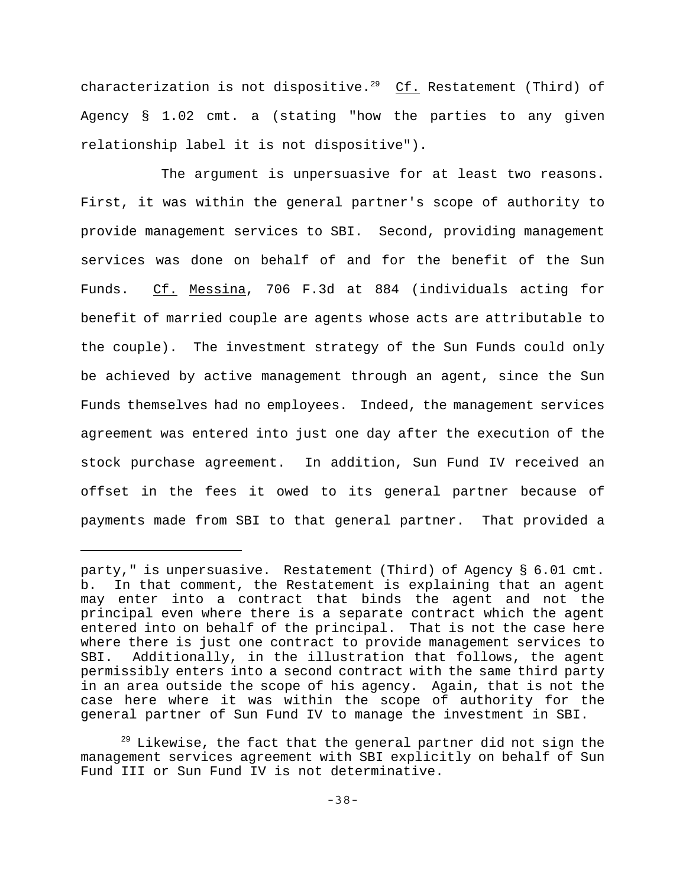characterization is not dispositive.[29] _Cf._ Restatement (Third) of Agency § 1.02 cmt. a (stating "how the parties to any given relationship label it is not dispositive").

The argument is unpersuasive for at least two reasons. First, it was within the general partner's scope of authority to provide management services to SBI. Second, providing management services was done on behalf of and for the benefit of the Sun Funds. _Cf._ _Messina_, 706 F.3d at 884 (individuals acting for benefit of married couple are agents whose acts are attributable to the couple). The investment strategy of the Sun Funds could only be achieved by active management through an agent, since the Sun Funds themselves had no employees. Indeed, the management services agreement was entered into just one day after the execution of the stock purchase agreement. In addition, Sun Fund IV received an offset in the fees it owed to its general partner because of payments made from SBI to that general partner. That provided a

---

party," is unpersuasive. Restatement (Third) of Agency § 6.01 cmt. b. In that comment, the Restatement is explaining that an agent may enter into a contract that binds the agent and not the principal even where there is a separate contract which the agent entered into on behalf of the principal. That is not the case here where there is just one contract to provide management services to SBI. Additionally, in the illustration that follows, the agent permissibly enters into a second contract with the same third party in an area outside the scope of his agency. Again, that is not the case here where it was within the scope of authority for the general partner of Sun Fund IV to manage the investment in SBI.

[29] Likewise, the fact that the general partner did not sign the management services agreement with SBI explicitly on behalf of Sun Fund III or Sun Fund IV is not determinative.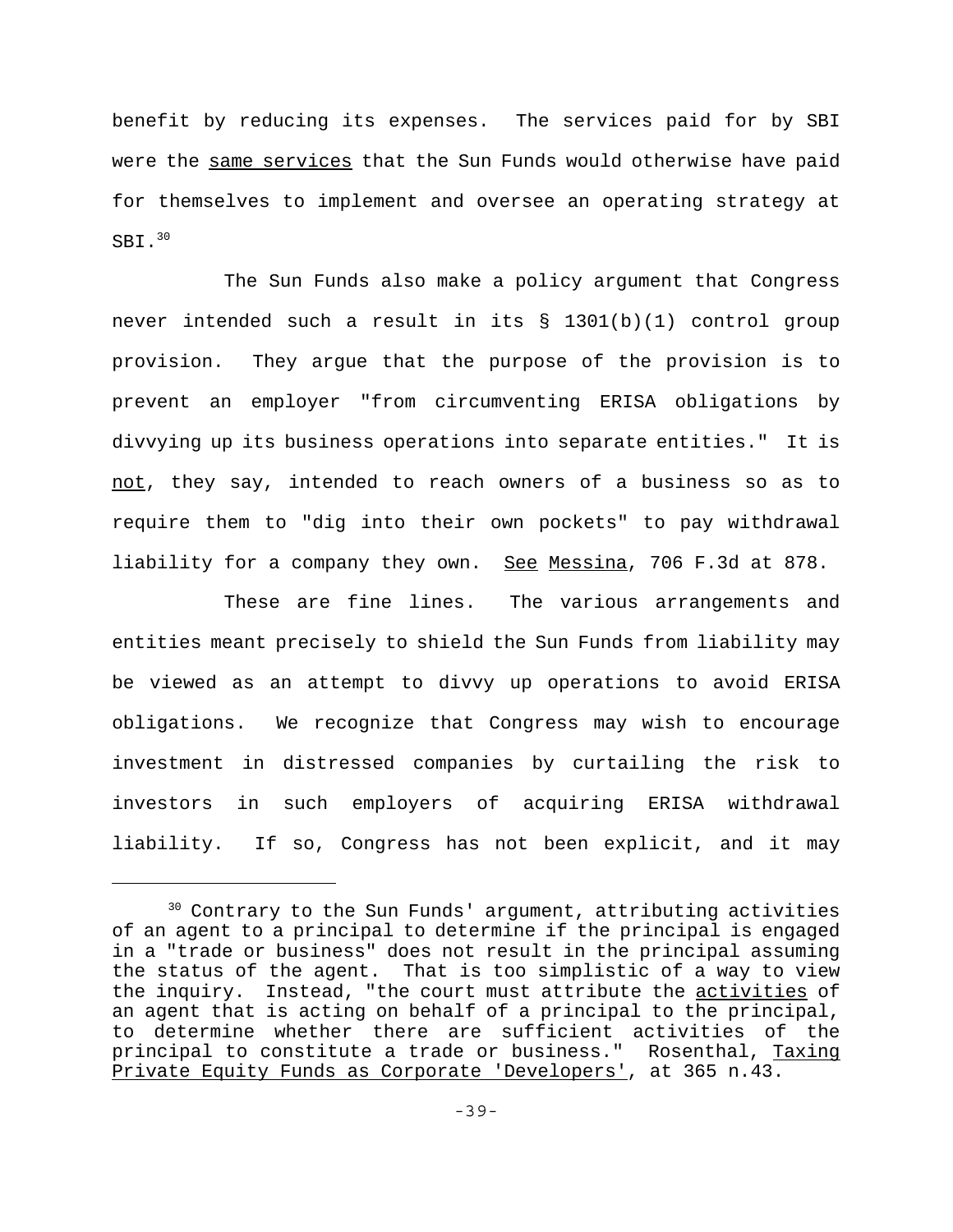benefit by reducing its expenses. The services paid for by SBI were the <u>same services</u> that the Sun Funds would otherwise have paid for themselves to implement and oversee an operating strategy at SBI.[30]

The Sun Funds also make a policy argument that Congress never intended such a result in its § 1301(b)(1) control group provision. They argue that the purpose of the provision is to prevent an employer "from circumventing ERISA obligations by divvying up its business operations into separate entities." It is <u>not</u>, they say, intended to reach owners of a business so as to require them to "dig into their own pockets" to pay withdrawal liability for a company they own. <u>See</u> <u>Messina</u>, 706 F.3d at 878.

These are fine lines. The various arrangements and entities meant precisely to shield the Sun Funds from liability may be viewed as an attempt to divvy up operations to avoid ERISA obligations. We recognize that Congress may wish to encourage investment in distressed companies by curtailing the risk to investors in such employers of acquiring ERISA withdrawal liability. If so, Congress has not been explicit, and it may

---

[30] Contrary to the Sun Funds' argument, attributing activities of an agent to a principal to determine if the principal is engaged in a "trade or business" does not result in the principal assuming the status of the agent. That is too simplistic of a way to view the inquiry. Instead, "the court must attribute the <u>activities</u> of an agent that is acting on behalf of a principal to the principal, to determine whether there are sufficient activities of the principal to constitute a trade or business." Rosenthal, <u>Taxing Private Equity Funds as Corporate 'Developers'</u>, at 365 n.43.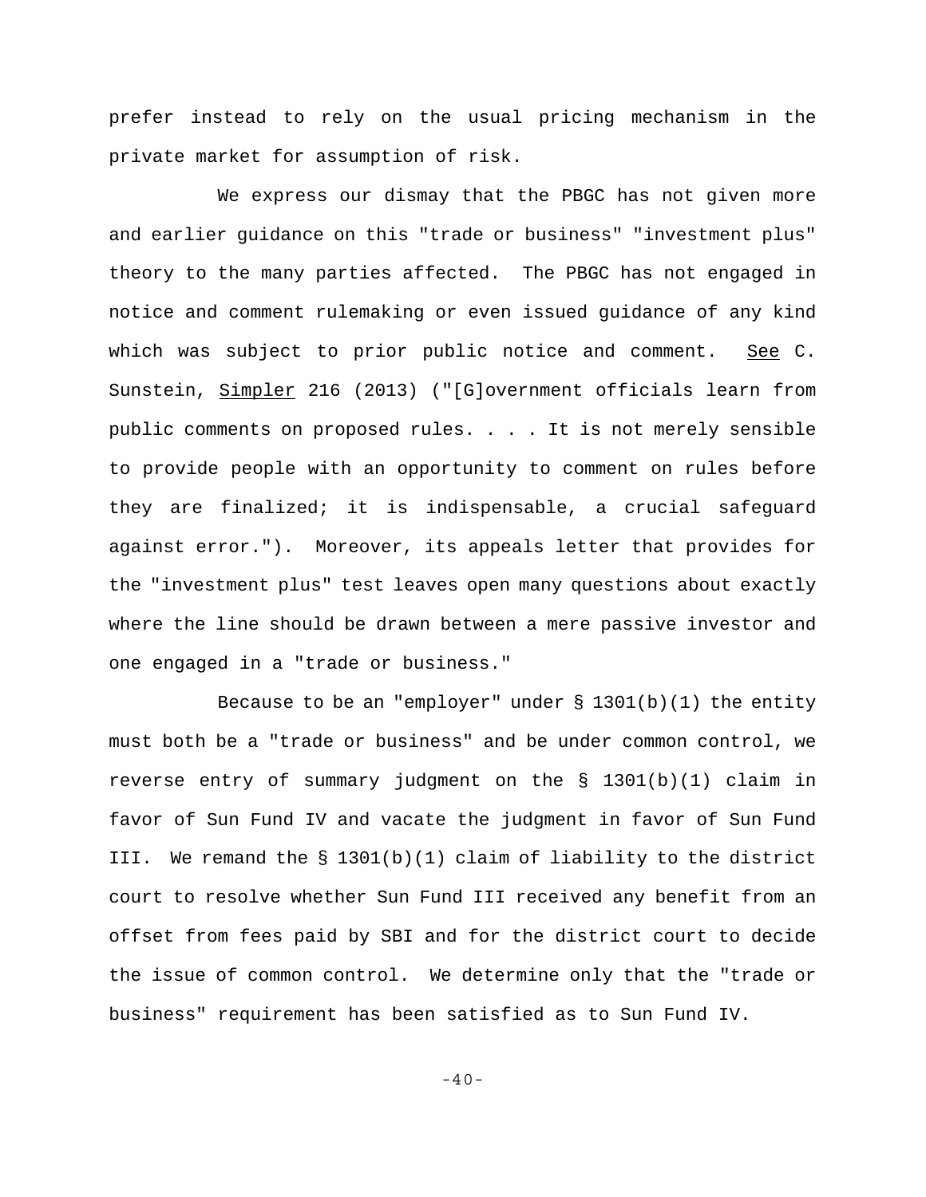prefer instead to rely on the usual pricing mechanism in the private market for assumption of risk.

We express our dismay that the PBGC has not given more and earlier guidance on this "trade or business" "investment plus" theory to the many parties affected. The PBGC has not engaged in notice and comment rulemaking or even issued guidance of any kind which was subject to prior public notice and comment. _See_ C. Sunstein, _Simpler_ 216 (2013) ("[G]overnment officials learn from public comments on proposed rules. . . . It is not merely sensible to provide people with an opportunity to comment on rules before they are finalized; it is indispensable, a crucial safeguard against error."). Moreover, its appeals letter that provides for the "investment plus" test leaves open many questions about exactly where the line should be drawn between a mere passive investor and one engaged in a "trade or business."

Because to be an "employer" under § 1301(b)(1) the entity must both be a "trade or business" and be under common control, we reverse entry of summary judgment on the § 1301(b)(1) claim in favor of Sun Fund IV and vacate the judgment in favor of Sun Fund III. We remand the § 1301(b)(1) claim of liability to the district court to resolve whether Sun Fund III received any benefit from an offset from fees paid by SBI and for the district court to decide the issue of common control. We determine only that the "trade or business" requirement has been satisfied as to Sun Fund IV.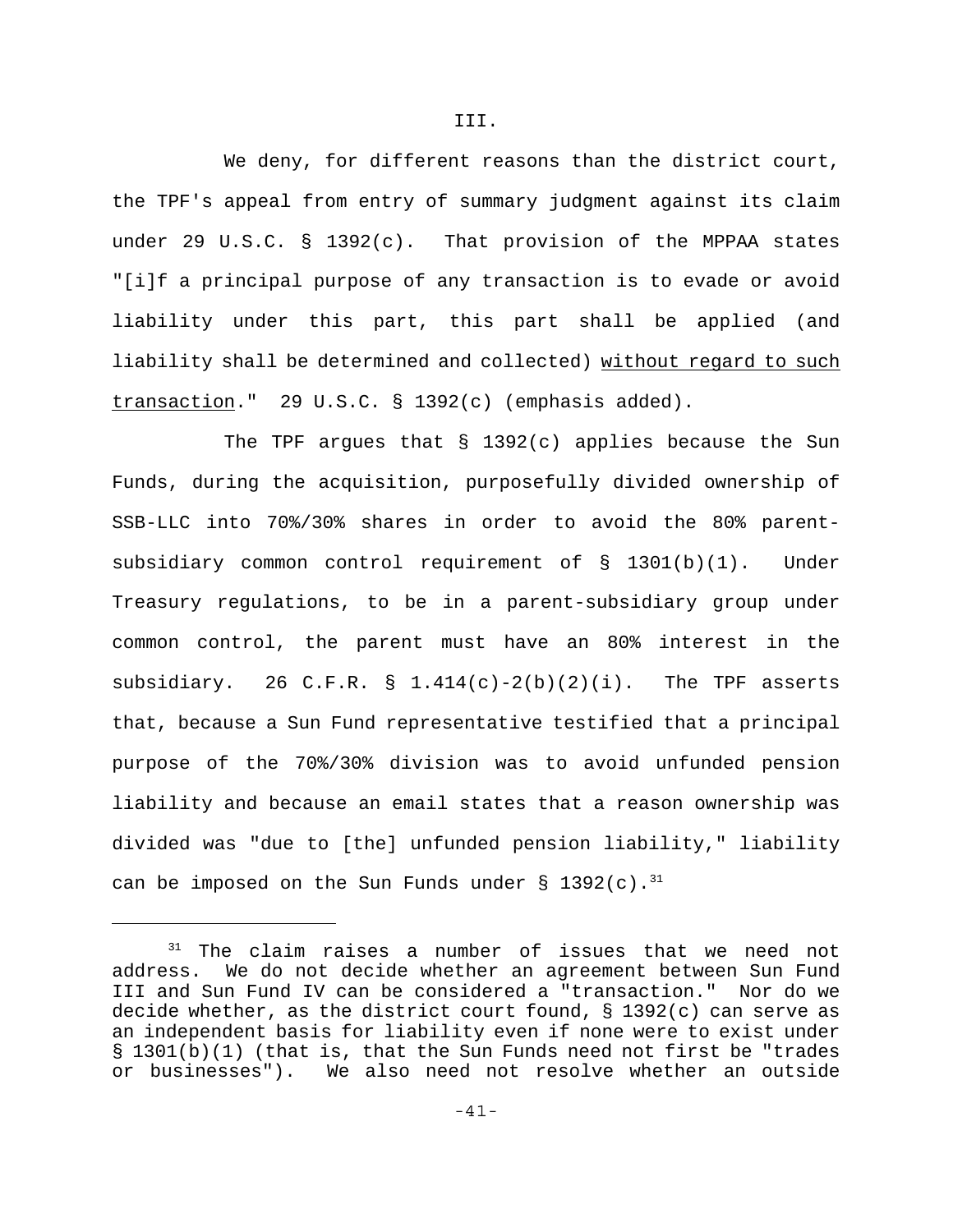### III.

We deny, for different reasons than the district court, the TPF's appeal from entry of summary judgment against its claim under 29 U.S.C. § 1392(c). That provision of the MPPAA states "[i]f a principal purpose of any transaction is to evade or avoid liability under this part, this part shall be applied (and liability shall be determined and collected) <u>without regard to such transaction</u>." 29 U.S.C. § 1392(c) (emphasis added).

The TPF argues that § 1392(c) applies because the Sun Funds, during the acquisition, purposefully divided ownership of SSB-LLC into 70%/30% shares in order to avoid the 80% parent-subsidiary common control requirement of § 1301(b)(1). Under Treasury regulations, to be in a parent-subsidiary group under common control, the parent must have an 80% interest in the subsidiary. 26 C.F.R. § 1.414(c)-2(b)(2)(i). The TPF asserts that, because a Sun Fund representative testified that a principal purpose of the 70%/30% division was to avoid unfunded pension liability and because an email states that a reason ownership was divided was "due to [the] unfunded pension liability," liability can be imposed on the Sun Funds under § 1392(c).[31]

---

[31] The claim raises a number of issues that we need not address. We do not decide whether an agreement between Sun Fund III and Sun Fund IV can be considered a "transaction." Nor do we decide whether, as the district court found, § 1392(c) can serve as an independent basis for liability even if none were to exist under § 1301(b)(1) (that is, that the Sun Funds need not first be "trades or businesses"). We also need not resolve whether an outside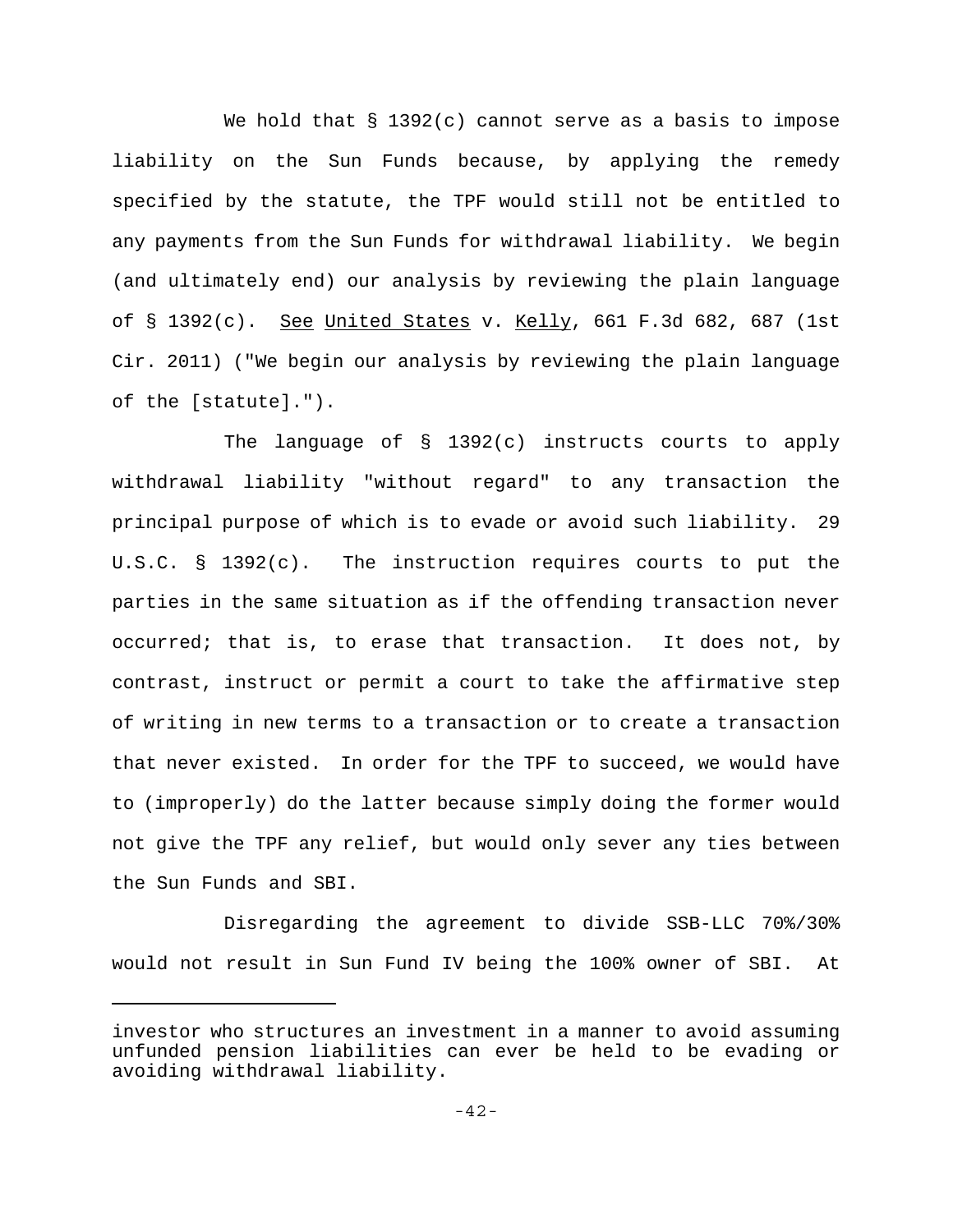We hold that § 1392(c) cannot serve as a basis to impose liability on the Sun Funds because, by applying the remedy specified by the statute, the TPF would still not be entitled to any payments from the Sun Funds for withdrawal liability. We begin (and ultimately end) our analysis by reviewing the plain language of § 1392(c). See United States v. Kelly, 661 F.3d 682, 687 (1st Cir. 2011) ("We begin our analysis by reviewing the plain language of the [statute].").

The language of § 1392(c) instructs courts to apply withdrawal liability "without regard" to any transaction the principal purpose of which is to evade or avoid such liability. 29 U.S.C. § 1392(c). The instruction requires courts to put the parties in the same situation as if the offending transaction never occurred; that is, to erase that transaction. It does not, by contrast, instruct or permit a court to take the affirmative step of writing in new terms to a transaction or to create a transaction that never existed. In order for the TPF to succeed, we would have to (improperly) do the latter because simply doing the former would not give the TPF any relief, but would only sever any ties between the Sun Funds and SBI.

Disregarding the agreement to divide SSB-LLC 70%/30% would not result in Sun Fund IV being the 100% owner of SBI. At

---

investor who structures an investment in a manner to avoid assuming unfunded pension liabilities can ever be held to be evading or avoiding withdrawal liability.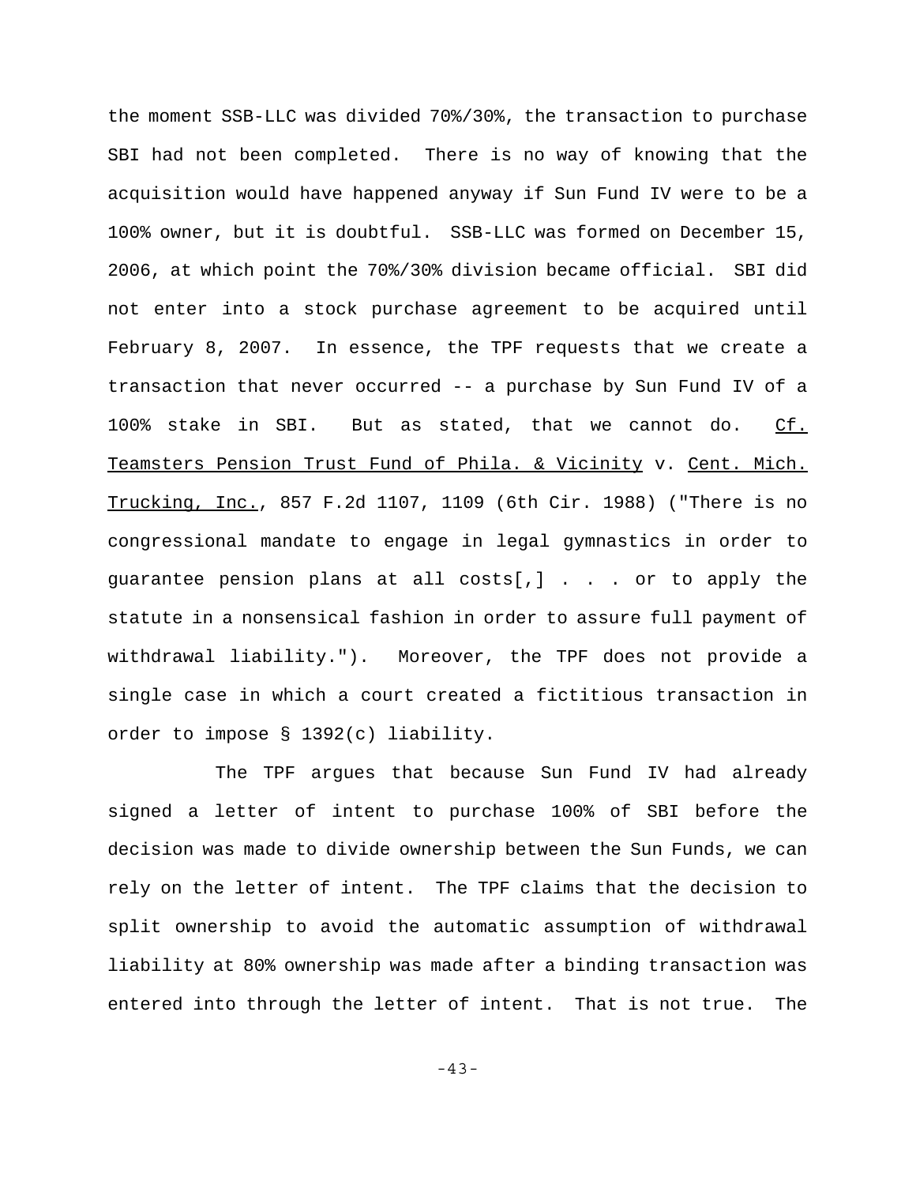the moment SSB-LLC was divided 70%/30%, the transaction to purchase SBI had not been completed. There is no way of knowing that the acquisition would have happened anyway if Sun Fund IV were to be a 100% owner, but it is doubtful. SSB-LLC was formed on December 15, 2006, at which point the 70%/30% division became official. SBI did not enter into a stock purchase agreement to be acquired until February 8, 2007. In essence, the TPF requests that we create a transaction that never occurred -- a purchase by Sun Fund IV of a 100% stake in SBI. But as stated, that we cannot do. Cf. Teamsters Pension Trust Fund of Phila. & Vicinity v. Cent. Mich. Trucking, Inc., 857 F.2d 1107, 1109 (6th Cir. 1988) ("There is no congressional mandate to engage in legal gymnastics in order to guarantee pension plans at all costs[,] . . . or to apply the statute in a nonsensical fashion in order to assure full payment of withdrawal liability."). Moreover, the TPF does not provide a single case in which a court created a fictitious transaction in order to impose § 1392(c) liability.

The TPF argues that because Sun Fund IV had already signed a letter of intent to purchase 100% of SBI before the decision was made to divide ownership between the Sun Funds, we can rely on the letter of intent. The TPF claims that the decision to split ownership to avoid the automatic assumption of withdrawal liability at 80% ownership was made after a binding transaction was entered into through the letter of intent. That is not true. The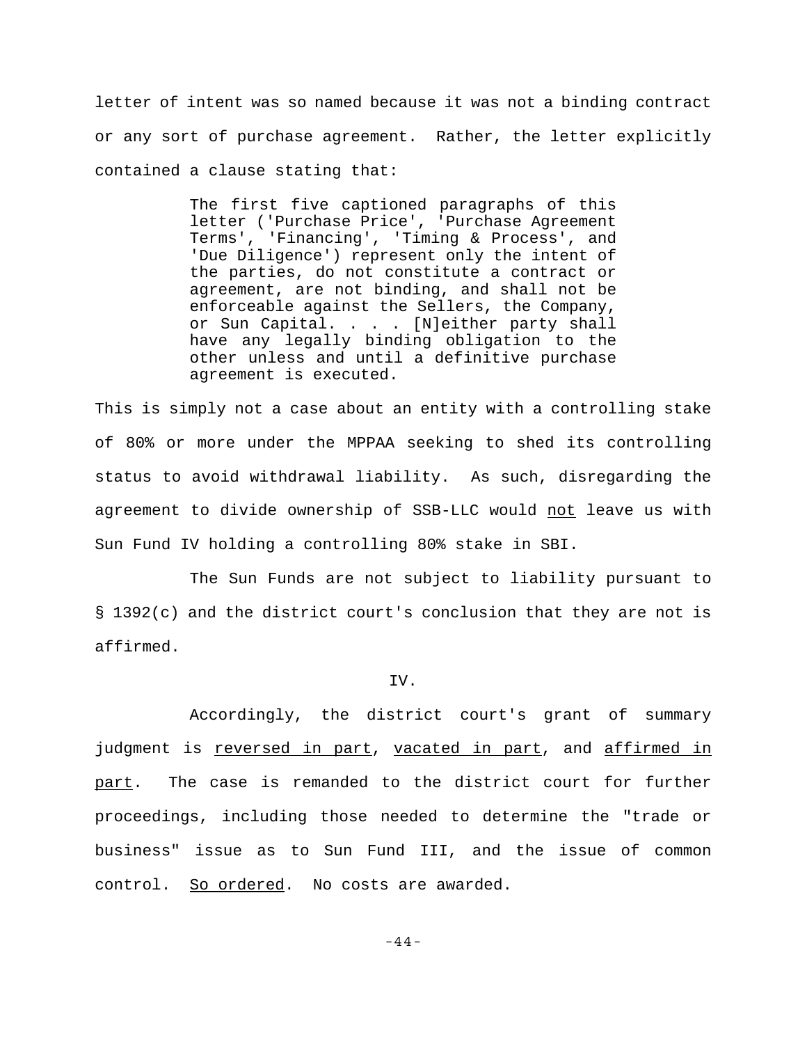letter of intent was so named because it was not a binding contract or any sort of purchase agreement. Rather, the letter explicitly contained a clause stating that:

> The first five captioned paragraphs of this letter ('Purchase Price', 'Purchase Agreement Terms', 'Financing', 'Timing & Process', and 'Due Diligence') represent only the intent of the parties, do not constitute a contract or agreement, are not binding, and shall not be enforceable against the Sellers, the Company, or Sun Capital. . . . [N]either party shall have any legally binding obligation to the other unless and until a definitive purchase agreement is executed.

This is simply not a case about an entity with a controlling stake of 80% or more under the MPPAA seeking to shed its controlling status to avoid withdrawal liability. As such, disregarding the agreement to divide ownership of SSB-LLC would <u>not</u> leave us with Sun Fund IV holding a controlling 80% stake in SBI.

The Sun Funds are not subject to liability pursuant to § 1392(c) and the district court's conclusion that they are not is affirmed.

IV.

Accordingly, the district court's grant of summary judgment is <u>reversed in part</u>, <u>vacated in part</u>, and <u>affirmed in part</u>. The case is remanded to the district court for further proceedings, including those needed to determine the "trade or business" issue as to Sun Fund III, and the issue of common control. <u>So ordered</u>. No costs are awarded.